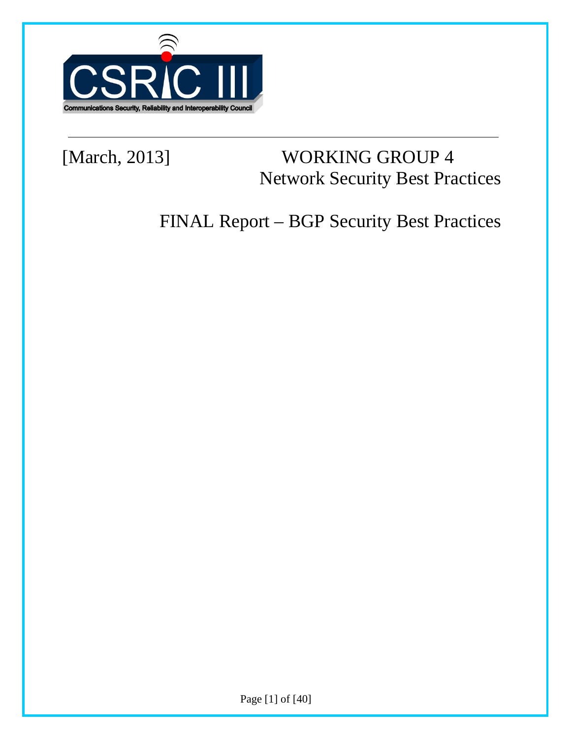CSRIC III

Communications Security, Reliability and Interoperability Council

[March, 2013]

# WORKING GROUP 4
## Network Security Best Practices

# FINAL Report – BGP Security Best Practices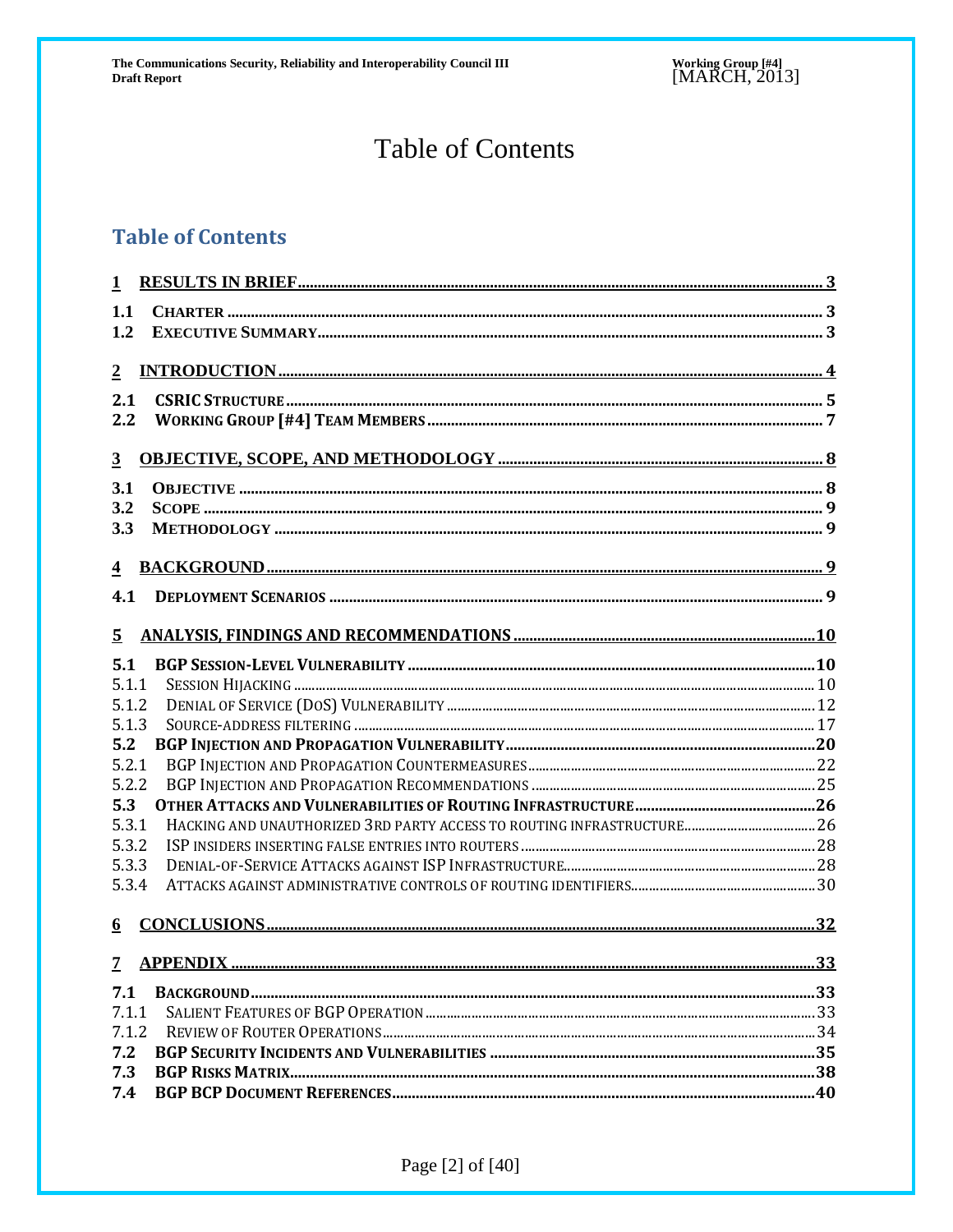# Table of Contents

## Table of Contents

1 RESULTS IN BRIEF ..... 3
- 1.1 CHARTER ..... 3
- 1.2 EXECUTIVE SUMMARY ..... 3

2 INTRODUCTION ..... 4
- 2.1 CSRIC STRUCTURE ..... 5
- 2.2 WORKING GROUP [#4] TEAM MEMBERS ..... 7

3 OBJECTIVE, SCOPE, AND METHODOLOGY ..... 8
- 3.1 OBJECTIVE ..... 8
- 3.2 SCOPE ..... 9
- 3.3 METHODOLOGY ..... 9

4 BACKGROUND ..... 9
- 4.1 DEPLOYMENT SCENARIOS ..... 9

5 ANALYSIS, FINDINGS AND RECOMMENDATIONS ..... 10
- 5.1 BGP SESSION-LEVEL VULNERABILITY ..... 10
  - 5.1.1 SESSION HIJACKING ..... 10
  - 5.1.2 DENIAL OF SERVICE (DOS) VULNERABILITY ..... 12
  - 5.1.3 SOURCE-ADDRESS FILTERING ..... 17
- 5.2 BGP INJECTION AND PROPAGATION VULNERABILITY ..... 20
  - 5.2.1 BGP INJECTION AND PROPAGATION COUNTERMEASURES ..... 22
  - 5.2.2 BGP INJECTION AND PROPAGATION RECOMMENDATIONS ..... 25
- 5.3 OTHER ATTACKS AND VULNERABILITIES OF ROUTING INFRASTRUCTURE ..... 26
  - 5.3.1 HACKING AND UNAUTHORIZED 3RD PARTY ACCESS TO ROUTING INFRASTRUCTURE ..... 26
  - 5.3.2 ISP INSIDERS INSERTING FALSE ENTRIES INTO ROUTERS ..... 28
  - 5.3.3 DENIAL-OF-SERVICE ATTACKS AGAINST ISP INFRASTRUCTURE ..... 28
  - 5.3.4 ATTACKS AGAINST ADMINISTRATIVE CONTROLS OF ROUTING IDENTIFIERS ..... 30

6 CONCLUSIONS ..... 32

7 APPENDIX ..... 33
- 7.1 BACKGROUND ..... 33
  - 7.1.1 SALIENT FEATURES OF BGP OPERATION ..... 33
  - 7.1.2 REVIEW OF ROUTER OPERATIONS ..... 34
- 7.2 BGP SECURITY INCIDENTS AND VULNERABILITIES ..... 35
- 7.3 BGP RISKS MATRIX ..... 38
- 7.4 BGP BCP DOCUMENT REFERENCES ..... 40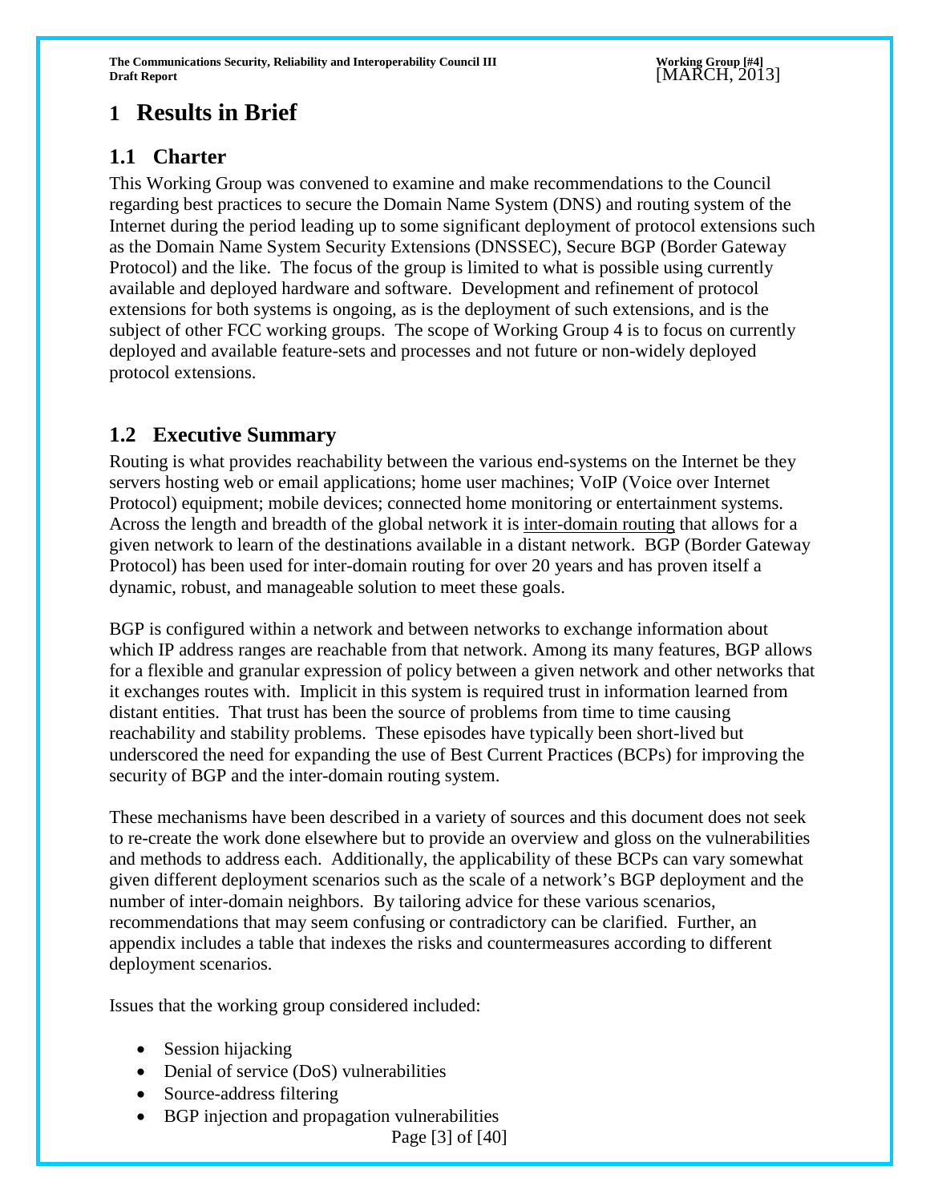# 1 Results in Brief

## 1.1 Charter

This Working Group was convened to examine and make recommendations to the Council regarding best practices to secure the Domain Name System (DNS) and routing system of the Internet during the period leading up to some significant deployment of protocol extensions such as the Domain Name System Security Extensions (DNSSEC), Secure BGP (Border Gateway Protocol) and the like. The focus of the group is limited to what is possible using currently available and deployed hardware and software. Development and refinement of protocol extensions for both systems is ongoing, as is the deployment of such extensions, and is the subject of other FCC working groups. The scope of Working Group 4 is to focus on currently deployed and available feature-sets and processes and not future or non-widely deployed protocol extensions.

## 1.2 Executive Summary

Routing is what provides reachability between the various end-systems on the Internet be they servers hosting web or email applications; home user machines; VoIP (Voice over Internet Protocol) equipment; mobile devices; connected home monitoring or entertainment systems. Across the length and breadth of the global network it is inter-domain routing that allows for a given network to learn of the destinations available in a distant network. BGP (Border Gateway Protocol) has been used for inter-domain routing for over 20 years and has proven itself a dynamic, robust, and manageable solution to meet these goals.

BGP is configured within a network and between networks to exchange information about which IP address ranges are reachable from that network. Among its many features, BGP allows for a flexible and granular expression of policy between a given network and other networks that it exchanges routes with. Implicit in this system is required trust in information learned from distant entities. That trust has been the source of problems from time to time causing reachability and stability problems. These episodes have typically been short-lived but underscored the need for expanding the use of Best Current Practices (BCPs) for improving the security of BGP and the inter-domain routing system.

These mechanisms have been described in a variety of sources and this document does not seek to re-create the work done elsewhere but to provide an overview and gloss on the vulnerabilities and methods to address each. Additionally, the applicability of these BCPs can vary somewhat given different deployment scenarios such as the scale of a network's BGP deployment and the number of inter-domain neighbors. By tailoring advice for these various scenarios, recommendations that may seem confusing or contradictory can be clarified. Further, an appendix includes a table that indexes the risks and countermeasures according to different deployment scenarios.

Issues that the working group considered included:

- Session hijacking
- Denial of service (DoS) vulnerabilities
- Source-address filtering
- BGP injection and propagation vulnerabilities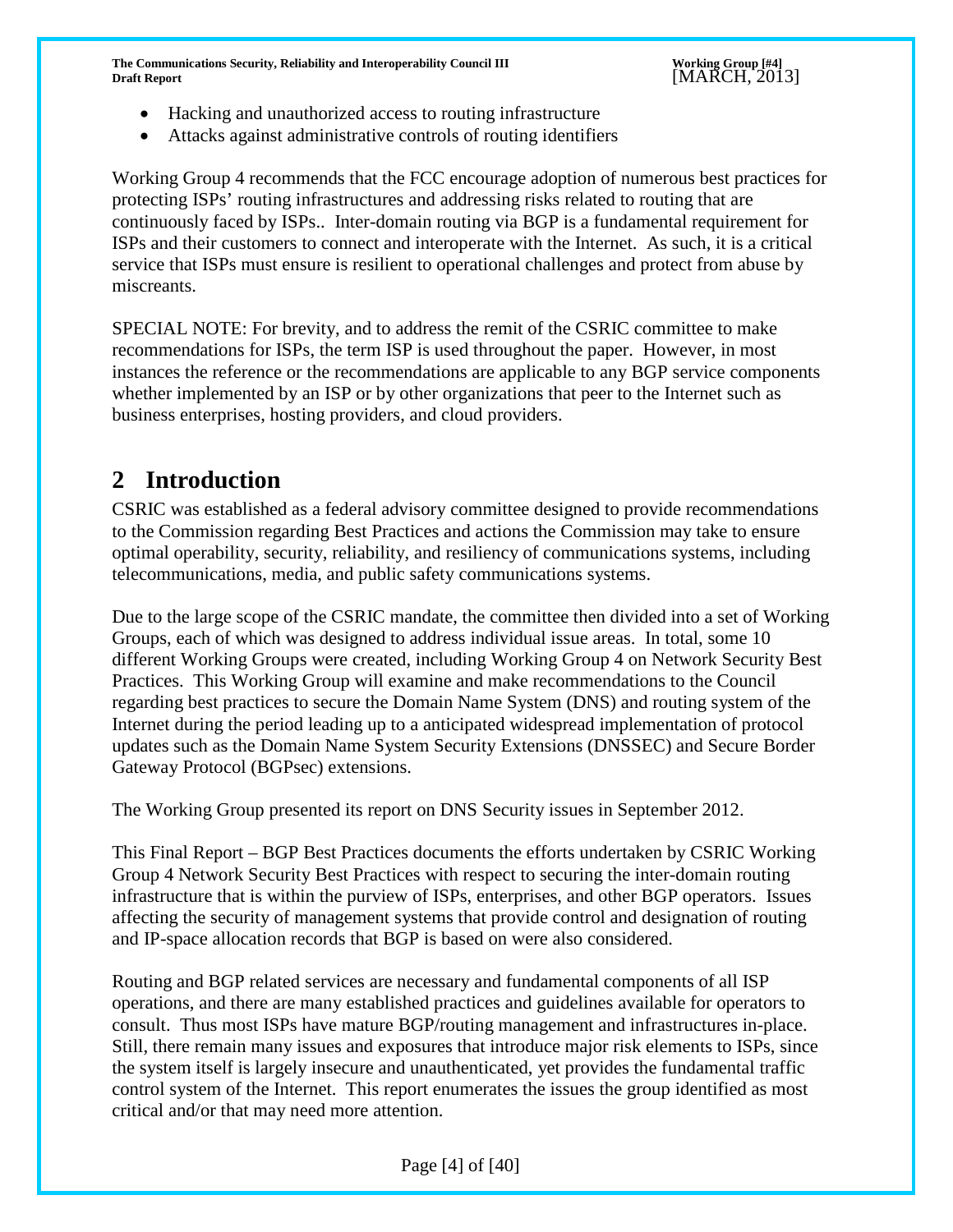- Hacking and unauthorized access to routing infrastructure
- Attacks against administrative controls of routing identifiers

Working Group 4 recommends that the FCC encourage adoption of numerous best practices for protecting ISPs' routing infrastructures and addressing risks related to routing that are continuously faced by ISPs.. Inter-domain routing via BGP is a fundamental requirement for ISPs and their customers to connect and interoperate with the Internet. As such, it is a critical service that ISPs must ensure is resilient to operational challenges and protect from abuse by miscreants.

SPECIAL NOTE: For brevity, and to address the remit of the CSRIC committee to make recommendations for ISPs, the term ISP is used throughout the paper. However, in most instances the reference or the recommendations are applicable to any BGP service components whether implemented by an ISP or by other organizations that peer to the Internet such as business enterprises, hosting providers, and cloud providers.

# 2 Introduction

CSRIC was established as a federal advisory committee designed to provide recommendations to the Commission regarding Best Practices and actions the Commission may take to ensure optimal operability, security, reliability, and resiliency of communications systems, including telecommunications, media, and public safety communications systems.

Due to the large scope of the CSRIC mandate, the committee then divided into a set of Working Groups, each of which was designed to address individual issue areas. In total, some 10 different Working Groups were created, including Working Group 4 on Network Security Best Practices. This Working Group will examine and make recommendations to the Council regarding best practices to secure the Domain Name System (DNS) and routing system of the Internet during the period leading up to a anticipated widespread implementation of protocol updates such as the Domain Name System Security Extensions (DNSSEC) and Secure Border Gateway Protocol (BGPsec) extensions.

The Working Group presented its report on DNS Security issues in September 2012.

This Final Report – BGP Best Practices documents the efforts undertaken by CSRIC Working Group 4 Network Security Best Practices with respect to securing the inter-domain routing infrastructure that is within the purview of ISPs, enterprises, and other BGP operators. Issues affecting the security of management systems that provide control and designation of routing and IP-space allocation records that BGP is based on were also considered.

Routing and BGP related services are necessary and fundamental components of all ISP operations, and there are many established practices and guidelines available for operators to consult. Thus most ISPs have mature BGP/routing management and infrastructures in-place. Still, there remain many issues and exposures that introduce major risk elements to ISPs, since the system itself is largely insecure and unauthenticated, yet provides the fundamental traffic control system of the Internet. This report enumerates the issues the group identified as most critical and/or that may need more attention.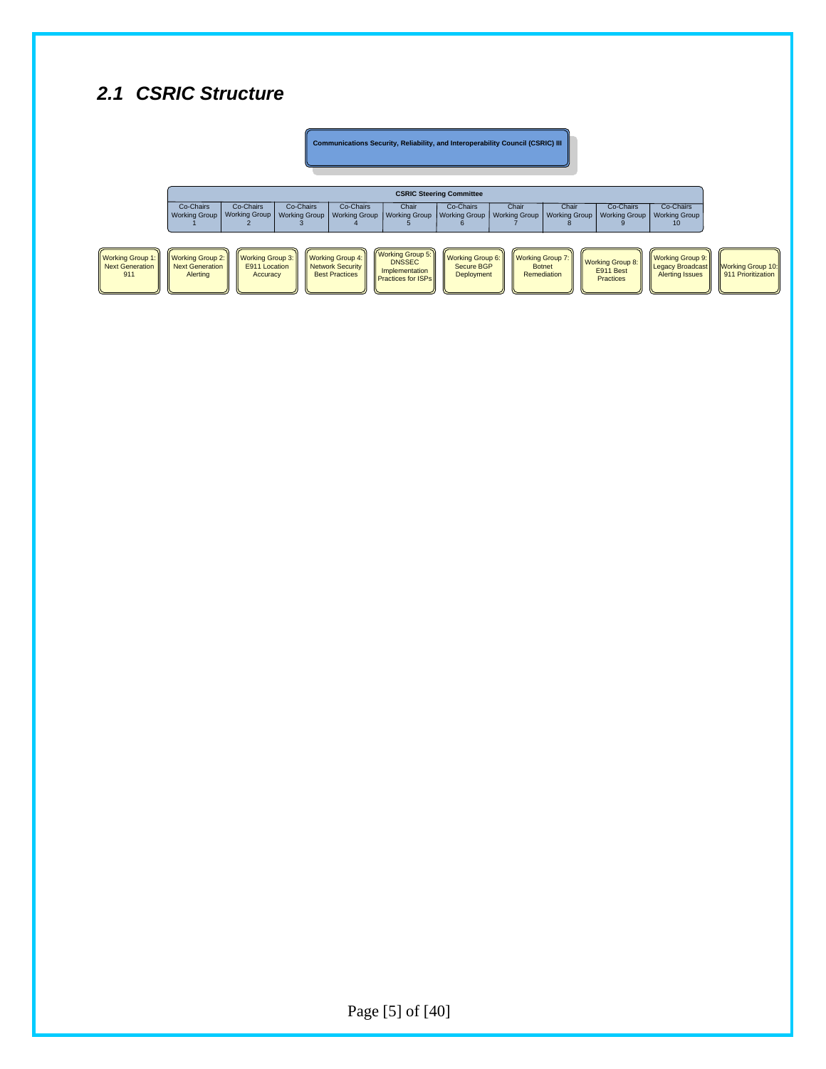## 2.1 CSRIC Structure

**Communications Security, Reliability, and Interoperability Council (CSRIC) III**

**CSRIC Steering Committee**

| Co-Chairs Working Group 1 | Co-Chairs Working Group 2 | Co-Chairs Working Group 3 | Co-Chairs Working Group 4 | Chair Working Group 5 | Co-Chairs Working Group 6 | Chair Working Group 7 | Chair Working Group 8 | Co-Chairs Working Group 9 | Co-Chairs Working Group 10 |
|---|---|---|---|---|---|---|---|---|---|

- Working Group 1: Next Generation 911
- Working Group 2: Next Generation Alerting
- Working Group 3: E911 Location Accuracy
- Working Group 4: Network Security Best Practices
- Working Group 5: DNSSEC Implementation Practices for ISPs
- Working Group 6: Secure BGP Deployment
- Working Group 7: Botnet Remediation
- Working Group 8: E911 Best Practices
- Working Group 9: Legacy Broadcast Alerting Issues
- Working Group 10: 911 Prioritization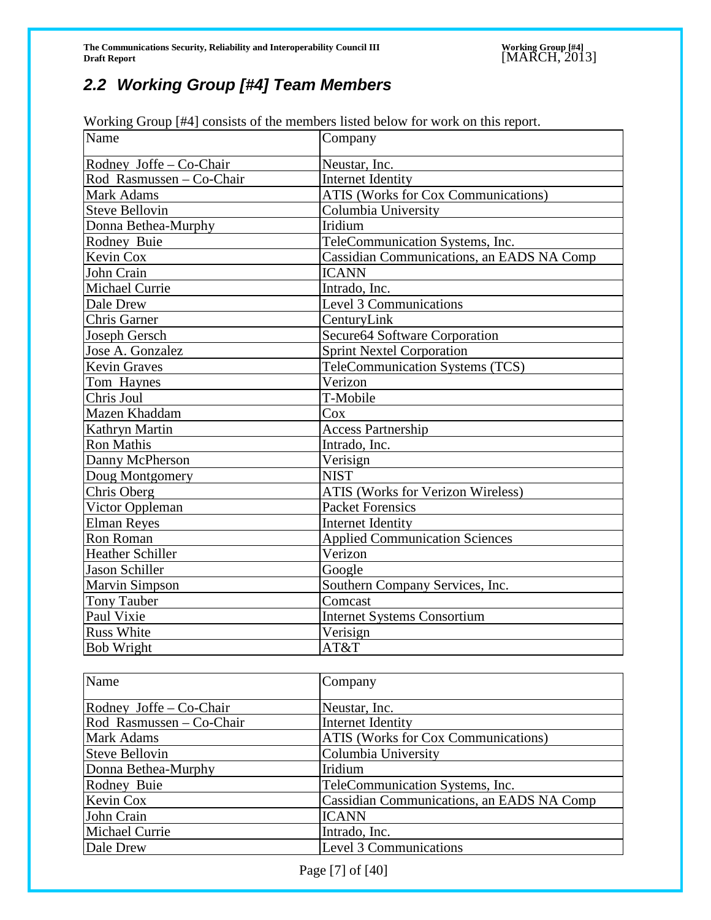## 2.2 Working Group [#4] Team Members

Working Group [#4] consists of the members listed below for work on this report.

| Name | Company |
| --- | --- |
| Rodney Joffe – Co-Chair | Neustar, Inc. |
| Rod Rasmussen – Co-Chair | Internet Identity |
| Mark Adams | ATIS (Works for Cox Communications) |
| Steve Bellovin | Columbia University |
| Donna Bethea-Murphy | Iridium |
| Rodney Buie | TeleCommunication Systems, Inc. |
| Kevin Cox | Cassidian Communications, an EADS NA Comp |
| John Crain | ICANN |
| Michael Currie | Intrado, Inc. |
| Dale Drew | Level 3 Communications |
| Chris Garner | CenturyLink |
| Joseph Gersch | Secure64 Software Corporation |
| Jose A. Gonzalez | Sprint Nextel Corporation |
| Kevin Graves | TeleCommunication Systems (TCS) |
| Tom Haynes | Verizon |
| Chris Joul | T-Mobile |
| Mazen Khaddam | Cox |
| Kathryn Martin | Access Partnership |
| Ron Mathis | Intrado, Inc. |
| Danny McPherson | Verisign |
| Doug Montgomery | NIST |
| Chris Oberg | ATIS (Works for Verizon Wireless) |
| Victor Oppleman | Packet Forensics |
| Elman Reyes | Internet Identity |
| Ron Roman | Applied Communication Sciences |
| Heather Schiller | Verizon |
| Jason Schiller | Google |
| Marvin Simpson | Southern Company Services, Inc. |
| Tony Tauber | Comcast |
| Paul Vixie | Internet Systems Consortium |
| Russ White | Verisign |
| Bob Wright | AT&T |

| Name | Company |
| --- | --- |
| Rodney Joffe – Co-Chair | Neustar, Inc. |
| Rod Rasmussen – Co-Chair | Internet Identity |
| Mark Adams | ATIS (Works for Cox Communications) |
| Steve Bellovin | Columbia University |
| Donna Bethea-Murphy | Iridium |
| Rodney Buie | TeleCommunication Systems, Inc. |
| Kevin Cox | Cassidian Communications, an EADS NA Comp |
| John Crain | ICANN |
| Michael Currie | Intrado, Inc. |
| Dale Drew | Level 3 Communications |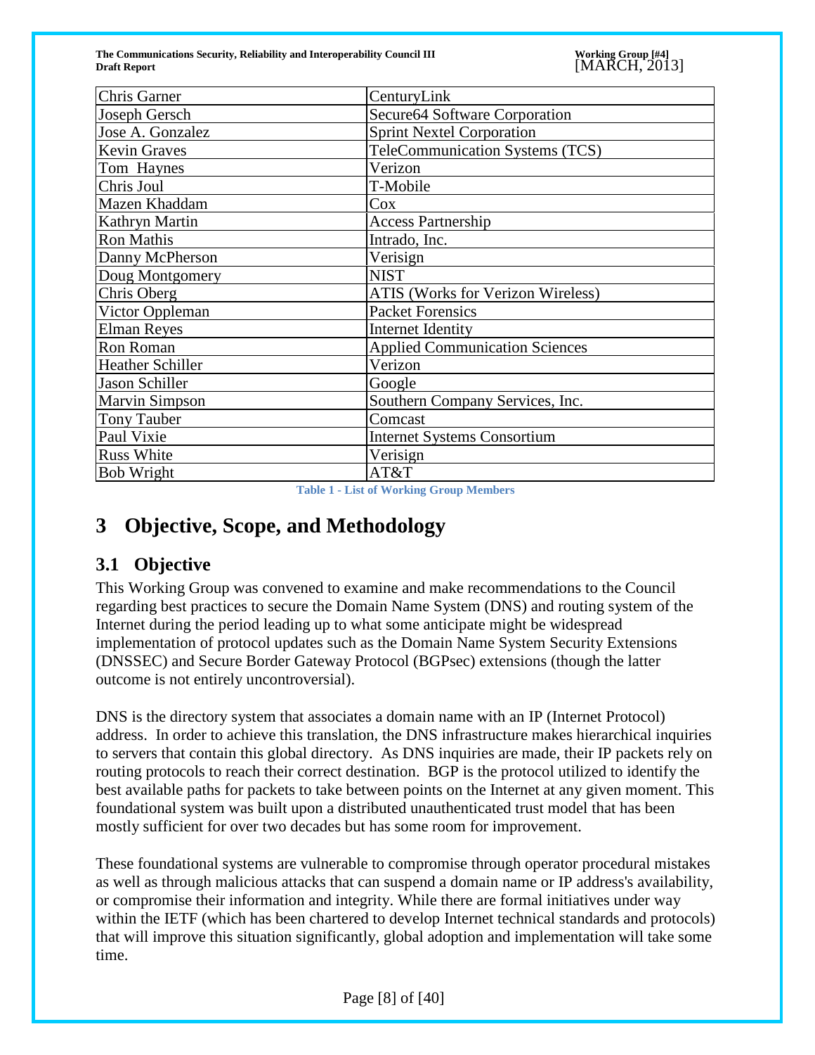| Chris Garner | CenturyLink |
| --- | --- |
| Joseph Gersch | Secure64 Software Corporation |
| Jose A. Gonzalez | Sprint Nextel Corporation |
| Kevin Graves | TeleCommunication Systems (TCS) |
| Tom Haynes | Verizon |
| Chris Joul | T-Mobile |
| Mazen Khaddam | Cox |
| Kathryn Martin | Access Partnership |
| Ron Mathis | Intrado, Inc. |
| Danny McPherson | Verisign |
| Doug Montgomery | NIST |
| Chris Oberg | ATIS (Works for Verizon Wireless) |
| Victor Oppleman | Packet Forensics |
| Elman Reyes | Internet Identity |
| Ron Roman | Applied Communication Sciences |
| Heather Schiller | Verizon |
| Jason Schiller | Google |
| Marvin Simpson | Southern Company Services, Inc. |
| Tony Tauber | Comcast |
| Paul Vixie | Internet Systems Consortium |
| Russ White | Verisign |
| Bob Wright | AT&T |

**Table 1 - List of Working Group Members**

# 3 Objective, Scope, and Methodology

## 3.1 Objective

This Working Group was convened to examine and make recommendations to the Council regarding best practices to secure the Domain Name System (DNS) and routing system of the Internet during the period leading up to what some anticipate might be widespread implementation of protocol updates such as the Domain Name System Security Extensions (DNSSEC) and Secure Border Gateway Protocol (BGPsec) extensions (though the latter outcome is not entirely uncontroversial).

DNS is the directory system that associates a domain name with an IP (Internet Protocol) address. In order to achieve this translation, the DNS infrastructure makes hierarchical inquiries to servers that contain this global directory. As DNS inquiries are made, their IP packets rely on routing protocols to reach their correct destination. BGP is the protocol utilized to identify the best available paths for packets to take between points on the Internet at any given moment. This foundational system was built upon a distributed unauthenticated trust model that has been mostly sufficient for over two decades but has some room for improvement.

These foundational systems are vulnerable to compromise through operator procedural mistakes as well as through malicious attacks that can suspend a domain name or IP address's availability, or compromise their information and integrity. While there are formal initiatives under way within the IETF (which has been chartered to develop Internet technical standards and protocols) that will improve this situation significantly, global adoption and implementation will take some time.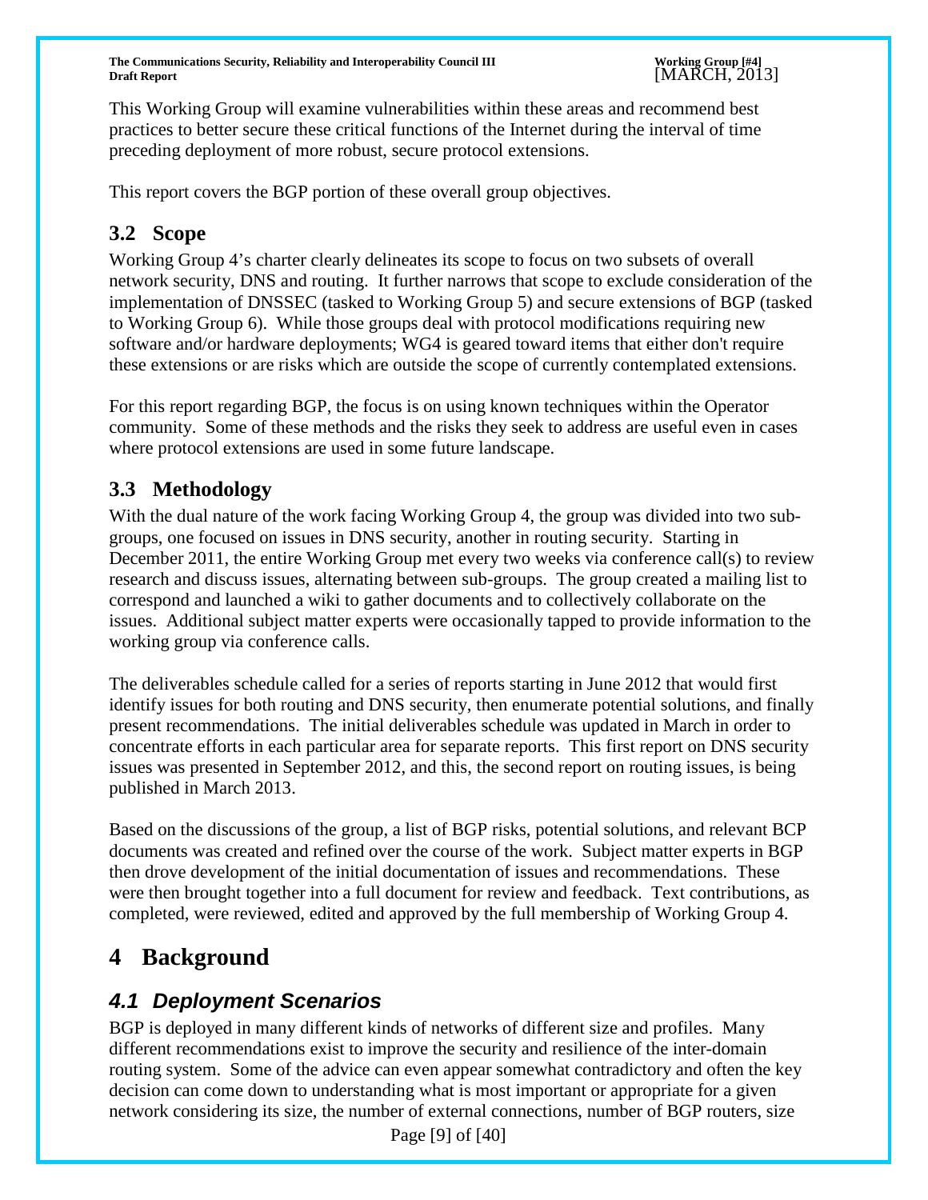This Working Group will examine vulnerabilities within these areas and recommend best practices to better secure these critical functions of the Internet during the interval of time preceding deployment of more robust, secure protocol extensions.

This report covers the BGP portion of these overall group objectives.

## 3.2 Scope

Working Group 4's charter clearly delineates its scope to focus on two subsets of overall network security, DNS and routing. It further narrows that scope to exclude consideration of the implementation of DNSSEC (tasked to Working Group 5) and secure extensions of BGP (tasked to Working Group 6). While those groups deal with protocol modifications requiring new software and/or hardware deployments; WG4 is geared toward items that either don't require these extensions or are risks which are outside the scope of currently contemplated extensions.

For this report regarding BGP, the focus is on using known techniques within the Operator community. Some of these methods and the risks they seek to address are useful even in cases where protocol extensions are used in some future landscape.

## 3.3 Methodology

With the dual nature of the work facing Working Group 4, the group was divided into two sub-groups, one focused on issues in DNS security, another in routing security. Starting in December 2011, the entire Working Group met every two weeks via conference call(s) to review research and discuss issues, alternating between sub-groups. The group created a mailing list to correspond and launched a wiki to gather documents and to collectively collaborate on the issues. Additional subject matter experts were occasionally tapped to provide information to the working group via conference calls.

The deliverables schedule called for a series of reports starting in June 2012 that would first identify issues for both routing and DNS security, then enumerate potential solutions, and finally present recommendations. The initial deliverables schedule was updated in March in order to concentrate efforts in each particular area for separate reports. This first report on DNS security issues was presented in September 2012, and this, the second report on routing issues, is being published in March 2013.

Based on the discussions of the group, a list of BGP risks, potential solutions, and relevant BCP documents was created and refined over the course of the work. Subject matter experts in BGP then drove development of the initial documentation of issues and recommendations. These were then brought together into a full document for review and feedback. Text contributions, as completed, were reviewed, edited and approved by the full membership of Working Group 4.

# 4 Background

## *4.1 Deployment Scenarios*

BGP is deployed in many different kinds of networks of different size and profiles. Many different recommendations exist to improve the security and resilience of the inter-domain routing system. Some of the advice can even appear somewhat contradictory and often the key decision can come down to understanding what is most important or appropriate for a given network considering its size, the number of external connections, number of BGP routers, size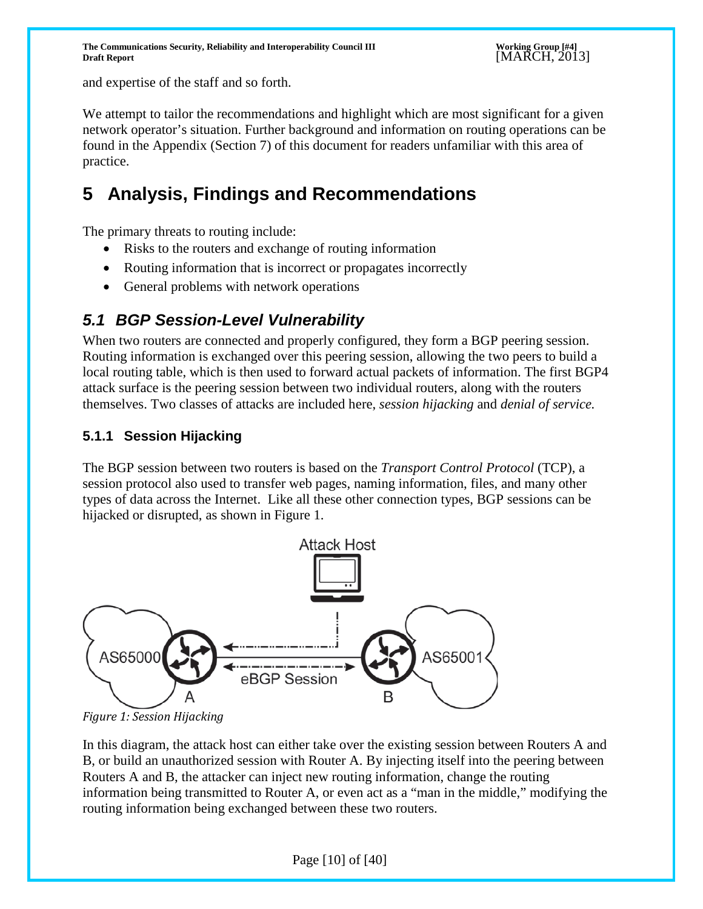and expertise of the staff and so forth.

We attempt to tailor the recommendations and highlight which are most significant for a given network operator's situation. Further background and information on routing operations can be found in the Appendix (Section 7) of this document for readers unfamiliar with this area of practice.

# 5 Analysis, Findings and Recommendations

The primary threats to routing include:

- Risks to the routers and exchange of routing information
- Routing information that is incorrect or propagates incorrectly
- General problems with network operations

## *5.1 BGP Session-Level Vulnerability*

When two routers are connected and properly configured, they form a BGP peering session. Routing information is exchanged over this peering session, allowing the two peers to build a local routing table, which is then used to forward actual packets of information. The first BGP4 attack surface is the peering session between two individual routers, along with the routers themselves. Two classes of attacks are included here, *session hijacking* and *denial of service.*

### 5.1.1 Session Hijacking

The BGP session between two routers is based on the *Transport Control Protocol* (TCP), a session protocol also used to transfer web pages, naming information, files, and many other types of data across the Internet. Like all these other connection types, BGP sessions can be hijacked or disrupted, as shown in Figure 1.

*Figure 1: Session Hijacking*

In this diagram, the attack host can either take over the existing session between Routers A and B, or build an unauthorized session with Router A. By injecting itself into the peering between Routers A and B, the attacker can inject new routing information, change the routing information being transmitted to Router A, or even act as a "man in the middle," modifying the routing information being exchanged between these two routers.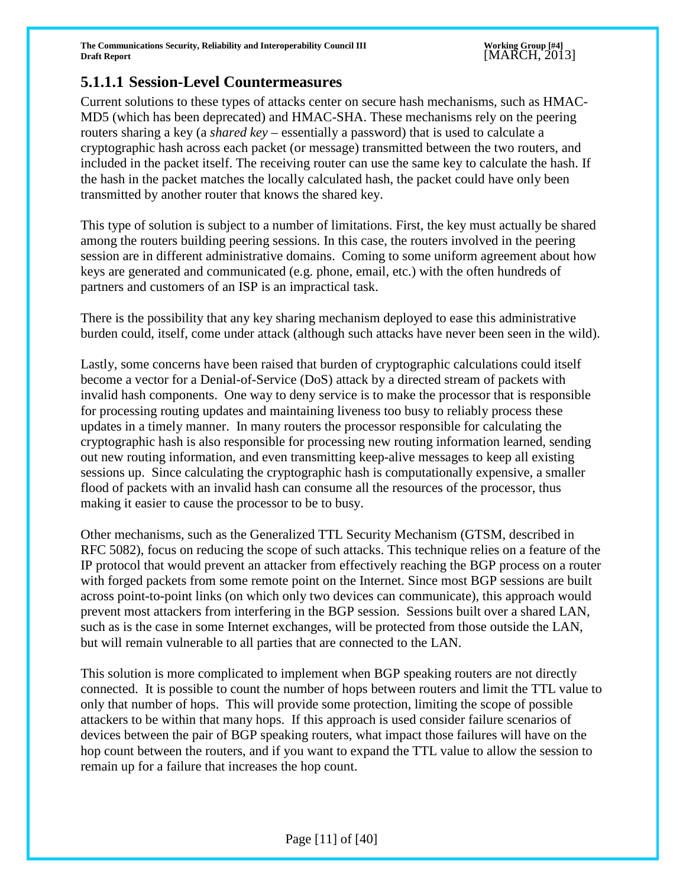#### 5.1.1.1 Session-Level Countermeasures

Current solutions to these types of attacks center on secure hash mechanisms, such as HMAC-MD5 (which has been deprecated) and HMAC-SHA. These mechanisms rely on the peering routers sharing a key (a *shared key* – essentially a password) that is used to calculate a cryptographic hash across each packet (or message) transmitted between the two routers, and included in the packet itself. The receiving router can use the same key to calculate the hash. If the hash in the packet matches the locally calculated hash, the packet could have only been transmitted by another router that knows the shared key.

This type of solution is subject to a number of limitations. First, the key must actually be shared among the routers building peering sessions. In this case, the routers involved in the peering session are in different administrative domains. Coming to some uniform agreement about how keys are generated and communicated (e.g. phone, email, etc.) with the often hundreds of partners and customers of an ISP is an impractical task.

There is the possibility that any key sharing mechanism deployed to ease this administrative burden could, itself, come under attack (although such attacks have never been seen in the wild).

Lastly, some concerns have been raised that burden of cryptographic calculations could itself become a vector for a Denial-of-Service (DoS) attack by a directed stream of packets with invalid hash components. One way to deny service is to make the processor that is responsible for processing routing updates and maintaining liveness too busy to reliably process these updates in a timely manner. In many routers the processor responsible for calculating the cryptographic hash is also responsible for processing new routing information learned, sending out new routing information, and even transmitting keep-alive messages to keep all existing sessions up. Since calculating the cryptographic hash is computationally expensive, a smaller flood of packets with an invalid hash can consume all the resources of the processor, thus making it easier to cause the processor to be to busy.

Other mechanisms, such as the Generalized TTL Security Mechanism (GTSM, described in RFC 5082), focus on reducing the scope of such attacks. This technique relies on a feature of the IP protocol that would prevent an attacker from effectively reaching the BGP process on a router with forged packets from some remote point on the Internet. Since most BGP sessions are built across point-to-point links (on which only two devices can communicate), this approach would prevent most attackers from interfering in the BGP session. Sessions built over a shared LAN, such as is the case in some Internet exchanges, will be protected from those outside the LAN, but will remain vulnerable to all parties that are connected to the LAN.

This solution is more complicated to implement when BGP speaking routers are not directly connected. It is possible to count the number of hops between routers and limit the TTL value to only that number of hops. This will provide some protection, limiting the scope of possible attackers to be within that many hops. If this approach is used consider failure scenarios of devices between the pair of BGP speaking routers, what impact those failures will have on the hop count between the routers, and if you want to expand the TTL value to allow the session to remain up for a failure that increases the hop count.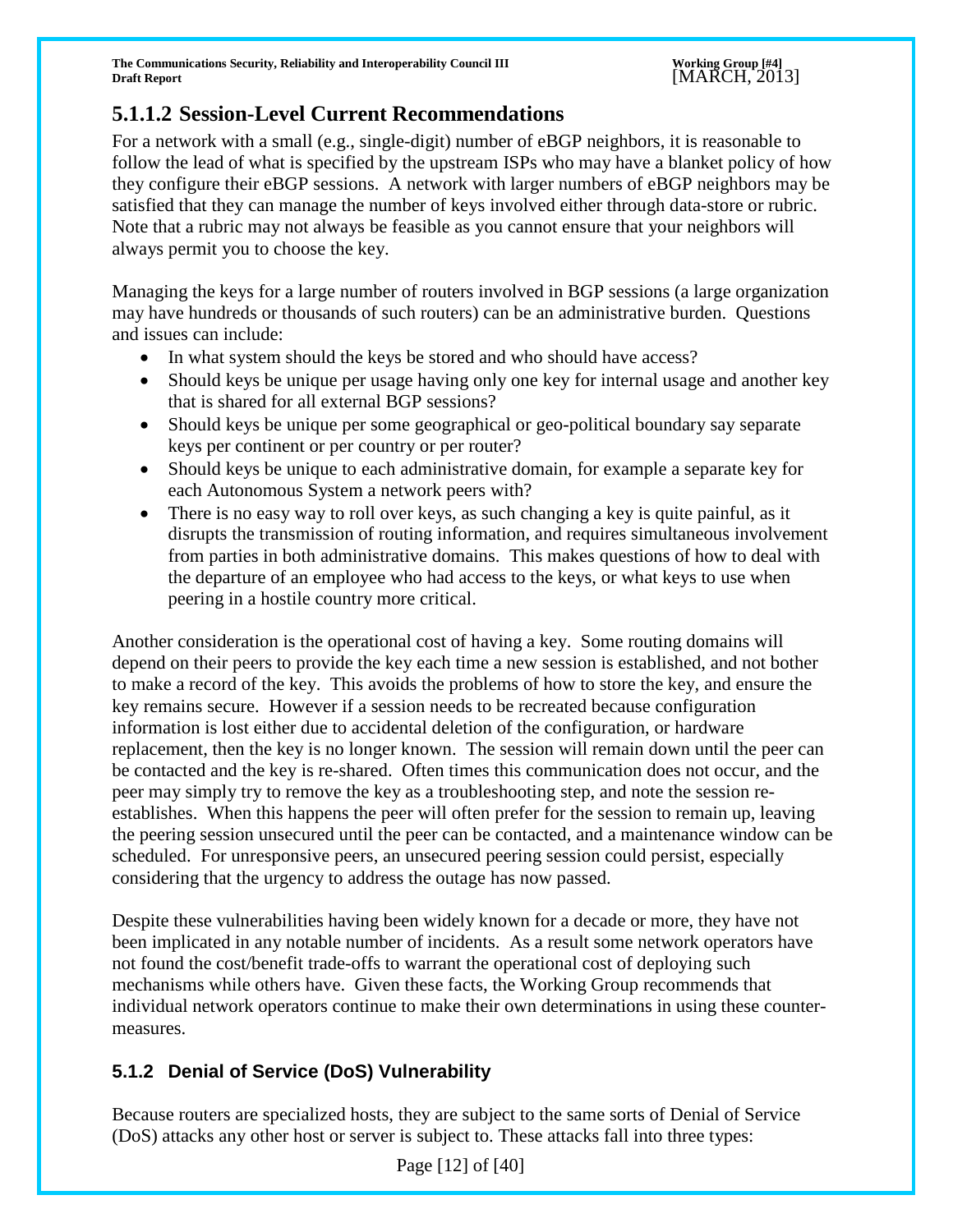### 5.1.1.2 Session-Level Current Recommendations

For a network with a small (e.g., single-digit) number of eBGP neighbors, it is reasonable to follow the lead of what is specified by the upstream ISPs who may have a blanket policy of how they configure their eBGP sessions. A network with larger numbers of eBGP neighbors may be satisfied that they can manage the number of keys involved either through data-store or rubric. Note that a rubric may not always be feasible as you cannot ensure that your neighbors will always permit you to choose the key.

Managing the keys for a large number of routers involved in BGP sessions (a large organization may have hundreds or thousands of such routers) can be an administrative burden. Questions and issues can include:

- In what system should the keys be stored and who should have access?
- Should keys be unique per usage having only one key for internal usage and another key that is shared for all external BGP sessions?
- Should keys be unique per some geographical or geo-political boundary say separate keys per continent or per country or per router?
- Should keys be unique to each administrative domain, for example a separate key for each Autonomous System a network peers with?
- There is no easy way to roll over keys, as such changing a key is quite painful, as it disrupts the transmission of routing information, and requires simultaneous involvement from parties in both administrative domains. This makes questions of how to deal with the departure of an employee who had access to the keys, or what keys to use when peering in a hostile country more critical.

Another consideration is the operational cost of having a key. Some routing domains will depend on their peers to provide the key each time a new session is established, and not bother to make a record of the key. This avoids the problems of how to store the key, and ensure the key remains secure. However if a session needs to be recreated because configuration information is lost either due to accidental deletion of the configuration, or hardware replacement, then the key is no longer known. The session will remain down until the peer can be contacted and the key is re-shared. Often times this communication does not occur, and the peer may simply try to remove the key as a troubleshooting step, and note the session re-establishes. When this happens the peer will often prefer for the session to remain up, leaving the peering session unsecured until the peer can be contacted, and a maintenance window can be scheduled. For unresponsive peers, an unsecured peering session could persist, especially considering that the urgency to address the outage has now passed.

Despite these vulnerabilities having been widely known for a decade or more, they have not been implicated in any notable number of incidents. As a result some network operators have not found the cost/benefit trade-offs to warrant the operational cost of deploying such mechanisms while others have. Given these facts, the Working Group recommends that individual network operators continue to make their own determinations in using these counter-measures.

### 5.1.2 Denial of Service (DoS) Vulnerability

Because routers are specialized hosts, they are subject to the same sorts of Denial of Service (DoS) attacks any other host or server is subject to. These attacks fall into three types: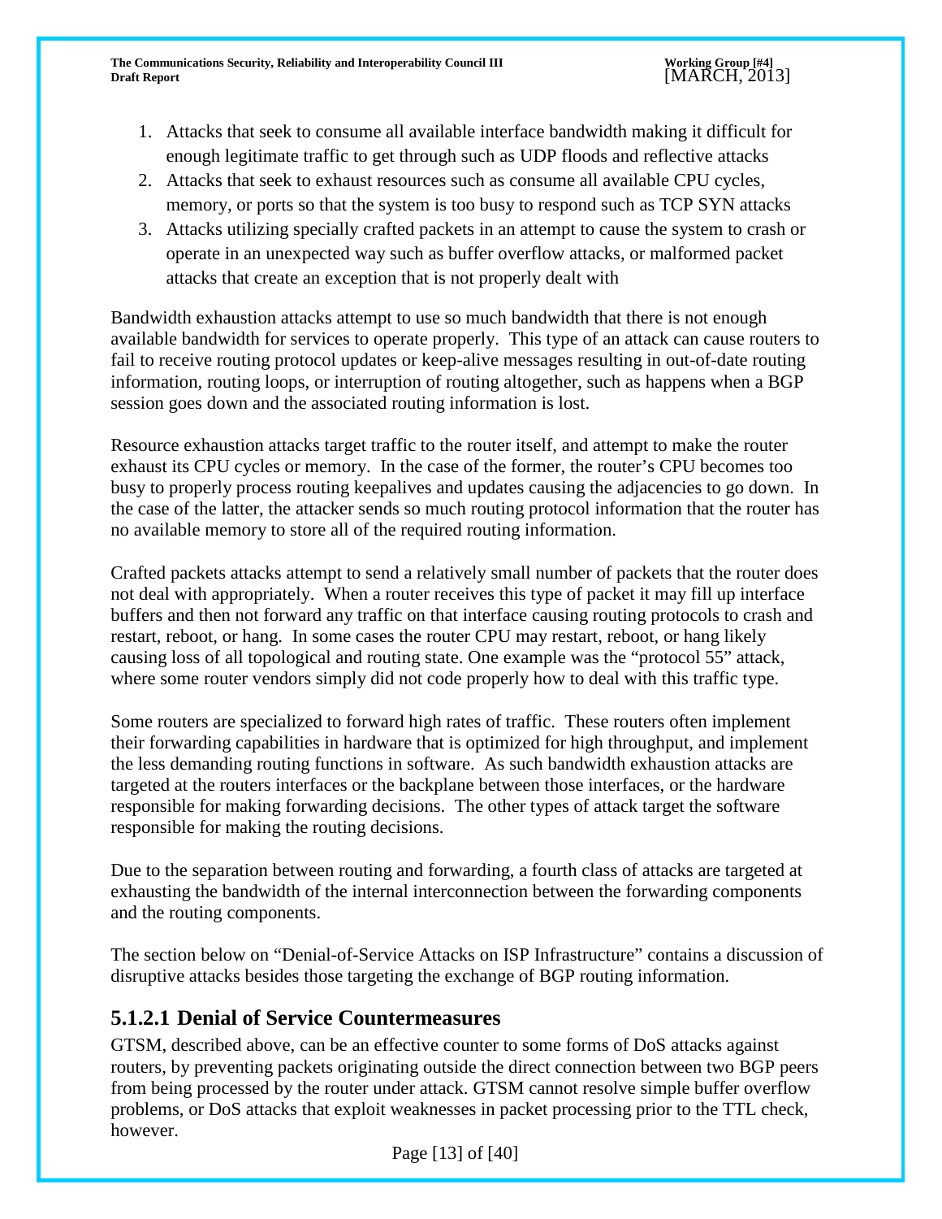1. Attacks that seek to consume all available interface bandwidth making it difficult for enough legitimate traffic to get through such as UDP floods and reflective attacks
2. Attacks that seek to exhaust resources such as consume all available CPU cycles, memory, or ports so that the system is too busy to respond such as TCP SYN attacks
3. Attacks utilizing specially crafted packets in an attempt to cause the system to crash or operate in an unexpected way such as buffer overflow attacks, or malformed packet attacks that create an exception that is not properly dealt with

Bandwidth exhaustion attacks attempt to use so much bandwidth that there is not enough available bandwidth for services to operate properly. This type of an attack can cause routers to fail to receive routing protocol updates or keep-alive messages resulting in out-of-date routing information, routing loops, or interruption of routing altogether, such as happens when a BGP session goes down and the associated routing information is lost.

Resource exhaustion attacks target traffic to the router itself, and attempt to make the router exhaust its CPU cycles or memory. In the case of the former, the router's CPU becomes too busy to properly process routing keepalives and updates causing the adjacencies to go down. In the case of the latter, the attacker sends so much routing protocol information that the router has no available memory to store all of the required routing information.

Crafted packets attacks attempt to send a relatively small number of packets that the router does not deal with appropriately. When a router receives this type of packet it may fill up interface buffers and then not forward any traffic on that interface causing routing protocols to crash and restart, reboot, or hang. In some cases the router CPU may restart, reboot, or hang likely causing loss of all topological and routing state. One example was the "protocol 55" attack, where some router vendors simply did not code properly how to deal with this traffic type.

Some routers are specialized to forward high rates of traffic. These routers often implement their forwarding capabilities in hardware that is optimized for high throughput, and implement the less demanding routing functions in software. As such bandwidth exhaustion attacks are targeted at the routers interfaces or the backplane between those interfaces, or the hardware responsible for making forwarding decisions. The other types of attack target the software responsible for making the routing decisions.

Due to the separation between routing and forwarding, a fourth class of attacks are targeted at exhausting the bandwidth of the internal interconnection between the forwarding components and the routing components.

The section below on "Denial-of-Service Attacks on ISP Infrastructure" contains a discussion of disruptive attacks besides those targeting the exchange of BGP routing information.

### 5.1.2.1 Denial of Service Countermeasures

GTSM, described above, can be an effective counter to some forms of DoS attacks against routers, by preventing packets originating outside the direct connection between two BGP peers from being processed by the router under attack. GTSM cannot resolve simple buffer overflow problems, or DoS attacks that exploit weaknesses in packet processing prior to the TTL check, however.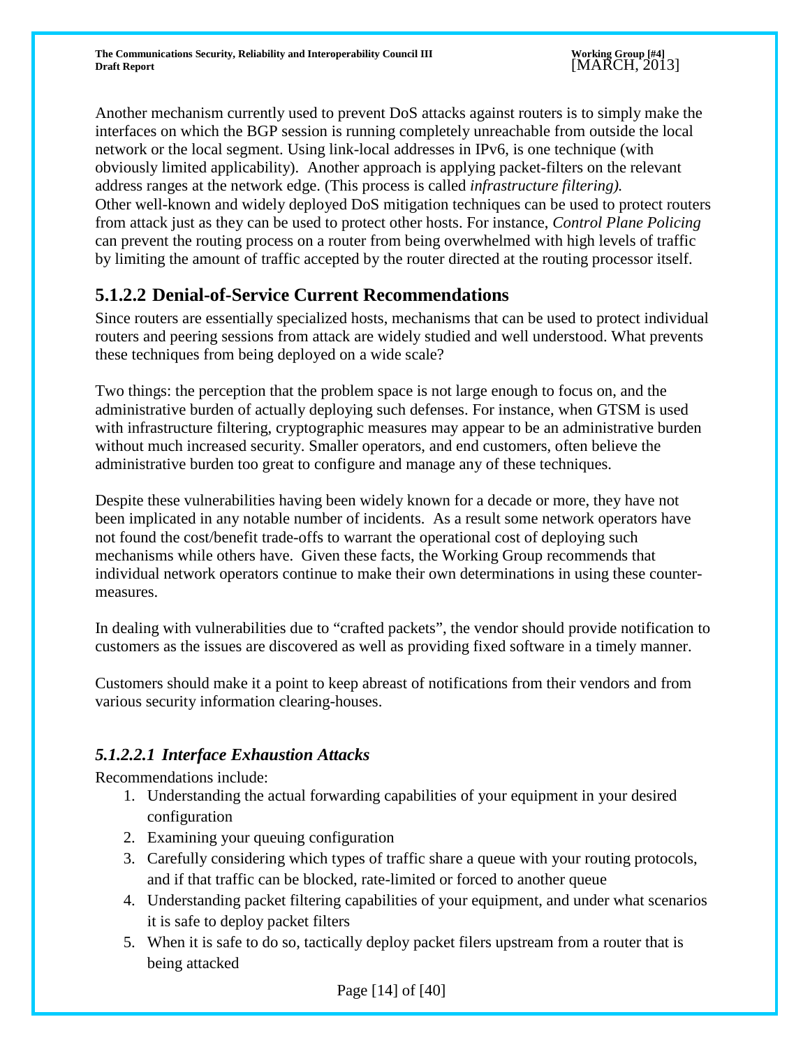Another mechanism currently used to prevent DoS attacks against routers is to simply make the interfaces on which the BGP session is running completely unreachable from outside the local network or the local segment. Using link-local addresses in IPv6, is one technique (with obviously limited applicability). Another approach is applying packet-filters on the relevant address ranges at the network edge. (This process is called *infrastructure filtering).*
Other well-known and widely deployed DoS mitigation techniques can be used to protect routers from attack just as they can be used to protect other hosts. For instance, *Control Plane Policing* can prevent the routing process on a router from being overwhelmed with high levels of traffic by limiting the amount of traffic accepted by the router directed at the routing processor itself.

## 5.1.2.2 Denial-of-Service Current Recommendations

Since routers are essentially specialized hosts, mechanisms that can be used to protect individual routers and peering sessions from attack are widely studied and well understood. What prevents these techniques from being deployed on a wide scale?

Two things: the perception that the problem space is not large enough to focus on, and the administrative burden of actually deploying such defenses. For instance, when GTSM is used with infrastructure filtering, cryptographic measures may appear to be an administrative burden without much increased security. Smaller operators, and end customers, often believe the administrative burden too great to configure and manage any of these techniques.

Despite these vulnerabilities having been widely known for a decade or more, they have not been implicated in any notable number of incidents. As a result some network operators have not found the cost/benefit trade-offs to warrant the operational cost of deploying such mechanisms while others have. Given these facts, the Working Group recommends that individual network operators continue to make their own determinations in using these counter-measures.

In dealing with vulnerabilities due to "crafted packets", the vendor should provide notification to customers as the issues are discovered as well as providing fixed software in a timely manner.

Customers should make it a point to keep abreast of notifications from their vendors and from various security information clearing-houses.

### *5.1.2.2.1 Interface Exhaustion Attacks*

Recommendations include:

1. Understanding the actual forwarding capabilities of your equipment in your desired configuration
2. Examining your queuing configuration
3. Carefully considering which types of traffic share a queue with your routing protocols, and if that traffic can be blocked, rate-limited or forced to another queue
4. Understanding packet filtering capabilities of your equipment, and under what scenarios it is safe to deploy packet filters
5. When it is safe to do so, tactically deploy packet filers upstream from a router that is being attacked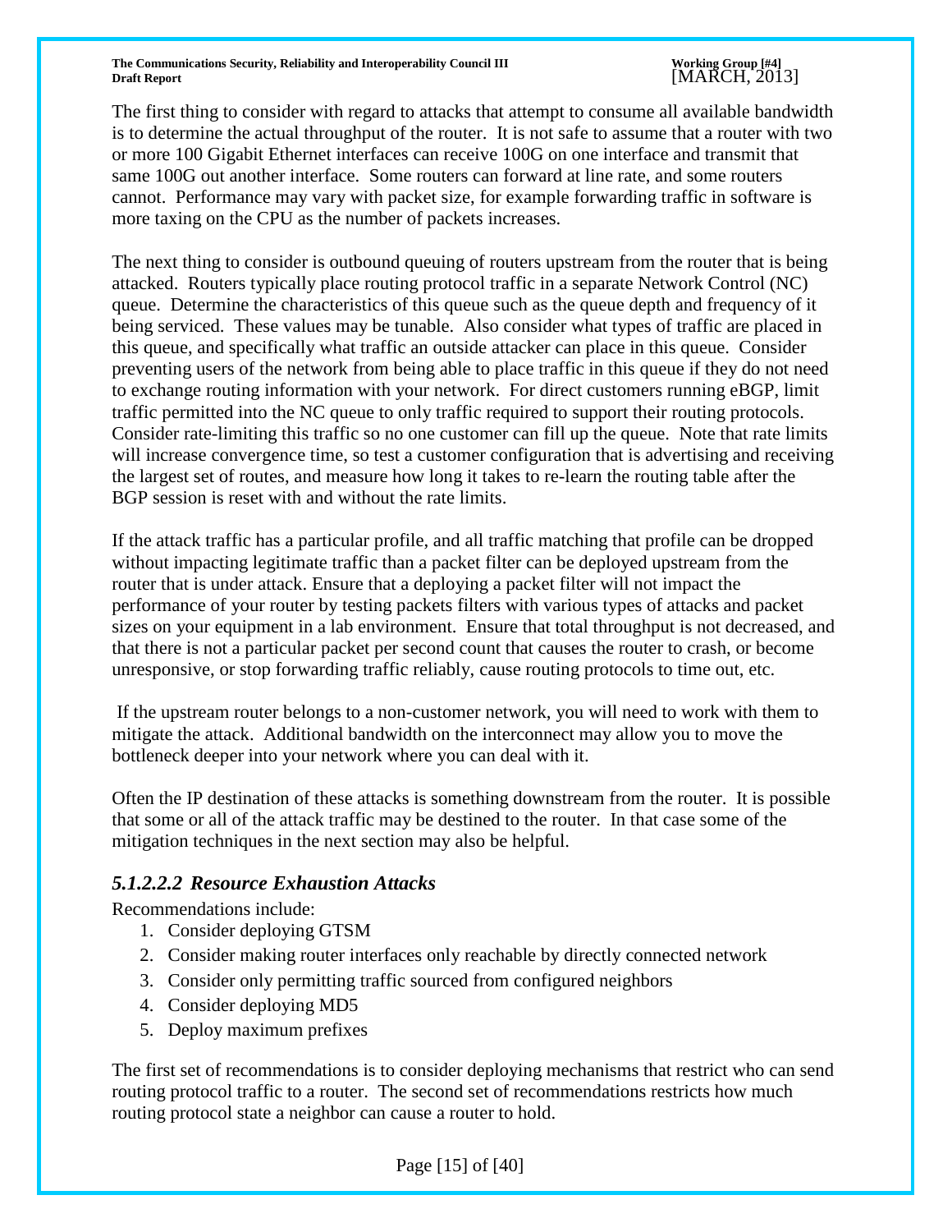The first thing to consider with regard to attacks that attempt to consume all available bandwidth is to determine the actual throughput of the router. It is not safe to assume that a router with two or more 100 Gigabit Ethernet interfaces can receive 100G on one interface and transmit that same 100G out another interface. Some routers can forward at line rate, and some routers cannot. Performance may vary with packet size, for example forwarding traffic in software is more taxing on the CPU as the number of packets increases.

The next thing to consider is outbound queuing of routers upstream from the router that is being attacked. Routers typically place routing protocol traffic in a separate Network Control (NC) queue. Determine the characteristics of this queue such as the queue depth and frequency of it being serviced. These values may be tunable. Also consider what types of traffic are placed in this queue, and specifically what traffic an outside attacker can place in this queue. Consider preventing users of the network from being able to place traffic in this queue if they do not need to exchange routing information with your network. For direct customers running eBGP, limit traffic permitted into the NC queue to only traffic required to support their routing protocols. Consider rate-limiting this traffic so no one customer can fill up the queue. Note that rate limits will increase convergence time, so test a customer configuration that is advertising and receiving the largest set of routes, and measure how long it takes to re-learn the routing table after the BGP session is reset with and without the rate limits.

If the attack traffic has a particular profile, and all traffic matching that profile can be dropped without impacting legitimate traffic than a packet filter can be deployed upstream from the router that is under attack. Ensure that a deploying a packet filter will not impact the performance of your router by testing packets filters with various types of attacks and packet sizes on your equipment in a lab environment. Ensure that total throughput is not decreased, and that there is not a particular packet per second count that causes the router to crash, or become unresponsive, or stop forwarding traffic reliably, cause routing protocols to time out, etc.

If the upstream router belongs to a non-customer network, you will need to work with them to mitigate the attack. Additional bandwidth on the interconnect may allow you to move the bottleneck deeper into your network where you can deal with it.

Often the IP destination of these attacks is something downstream from the router. It is possible that some or all of the attack traffic may be destined to the router. In that case some of the mitigation techniques in the next section may also be helpful.

### *5.1.2.2.2 Resource Exhaustion Attacks*

Recommendations include:

1. Consider deploying GTSM
2. Consider making router interfaces only reachable by directly connected network
3. Consider only permitting traffic sourced from configured neighbors
4. Consider deploying MD5
5. Deploy maximum prefixes

The first set of recommendations is to consider deploying mechanisms that restrict who can send routing protocol traffic to a router. The second set of recommendations restricts how much routing protocol state a neighbor can cause a router to hold.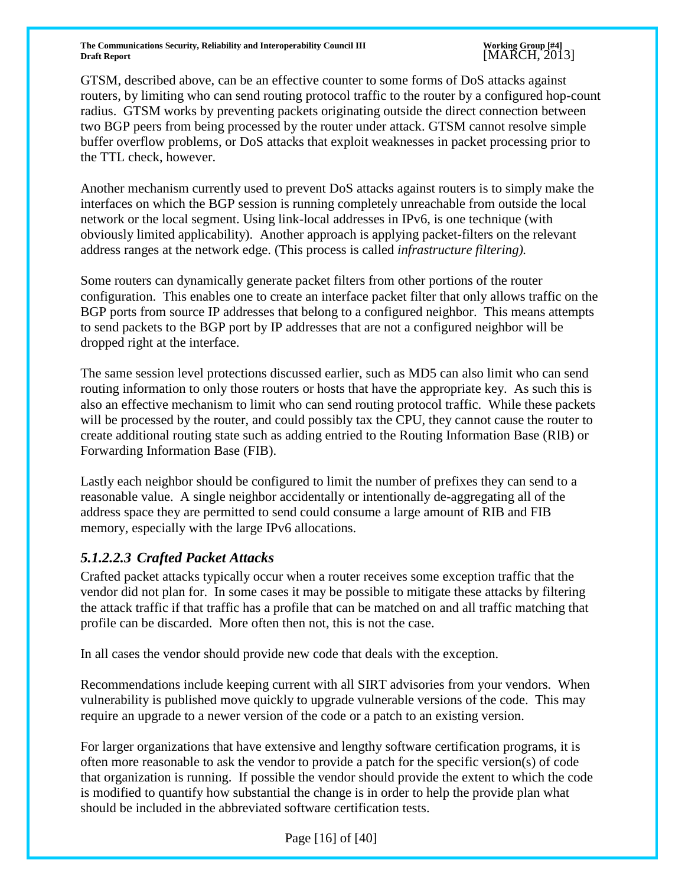GTSM, described above, can be an effective counter to some forms of DoS attacks against routers, by limiting who can send routing protocol traffic to the router by a configured hop-count radius. GTSM works by preventing packets originating outside the direct connection between two BGP peers from being processed by the router under attack. GTSM cannot resolve simple buffer overflow problems, or DoS attacks that exploit weaknesses in packet processing prior to the TTL check, however.

Another mechanism currently used to prevent DoS attacks against routers is to simply make the interfaces on which the BGP session is running completely unreachable from outside the local network or the local segment. Using link-local addresses in IPv6, is one technique (with obviously limited applicability). Another approach is applying packet-filters on the relevant address ranges at the network edge. (This process is called *infrastructure filtering).*

Some routers can dynamically generate packet filters from other portions of the router configuration. This enables one to create an interface packet filter that only allows traffic on the BGP ports from source IP addresses that belong to a configured neighbor. This means attempts to send packets to the BGP port by IP addresses that are not a configured neighbor will be dropped right at the interface.

The same session level protections discussed earlier, such as MD5 can also limit who can send routing information to only those routers or hosts that have the appropriate key. As such this is also an effective mechanism to limit who can send routing protocol traffic. While these packets will be processed by the router, and could possibly tax the CPU, they cannot cause the router to create additional routing state such as adding entried to the Routing Information Base (RIB) or Forwarding Information Base (FIB).

Lastly each neighbor should be configured to limit the number of prefixes they can send to a reasonable value. A single neighbor accidentally or intentionally de-aggregating all of the address space they are permitted to send could consume a large amount of RIB and FIB memory, especially with the large IPv6 allocations.

#### *5.1.2.2.3 Crafted Packet Attacks*

Crafted packet attacks typically occur when a router receives some exception traffic that the vendor did not plan for. In some cases it may be possible to mitigate these attacks by filtering the attack traffic if that traffic has a profile that can be matched on and all traffic matching that profile can be discarded. More often then not, this is not the case.

In all cases the vendor should provide new code that deals with the exception.

Recommendations include keeping current with all SIRT advisories from your vendors. When vulnerability is published move quickly to upgrade vulnerable versions of the code. This may require an upgrade to a newer version of the code or a patch to an existing version.

For larger organizations that have extensive and lengthy software certification programs, it is often more reasonable to ask the vendor to provide a patch for the specific version(s) of code that organization is running. If possible the vendor should provide the extent to which the code is modified to quantify how substantial the change is in order to help the provide plan what should be included in the abbreviated software certification tests.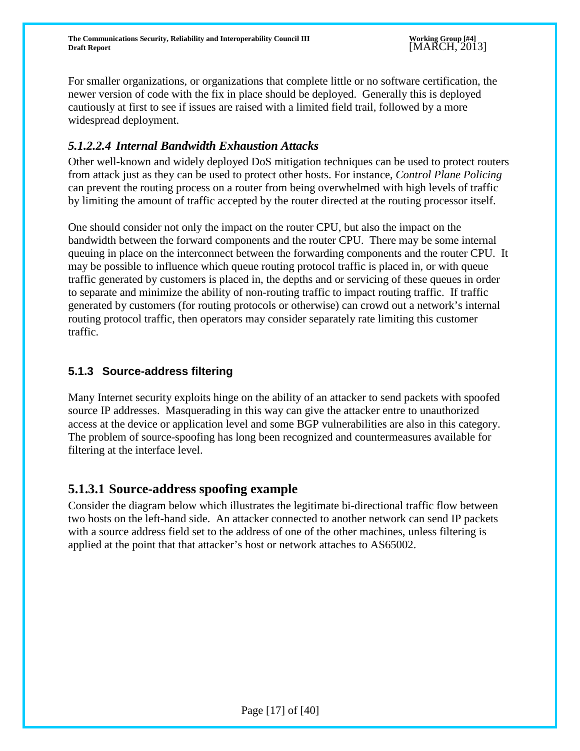For smaller organizations, or organizations that complete little or no software certification, the newer version of code with the fix in place should be deployed. Generally this is deployed cautiously at first to see if issues are raised with a limited field trail, followed by a more widespread deployment.

#### *5.1.2.2.4 Internal Bandwidth Exhaustion Attacks*

Other well-known and widely deployed DoS mitigation techniques can be used to protect routers from attack just as they can be used to protect other hosts. For instance, *Control Plane Policing* can prevent the routing process on a router from being overwhelmed with high levels of traffic by limiting the amount of traffic accepted by the router directed at the routing processor itself.

One should consider not only the impact on the router CPU, but also the impact on the bandwidth between the forward components and the router CPU. There may be some internal queuing in place on the interconnect between the forwarding components and the router CPU. It may be possible to influence which queue routing protocol traffic is placed in, or with queue traffic generated by customers is placed in, the depths and or servicing of these queues in order to separate and minimize the ability of non-routing traffic to impact routing traffic. If traffic generated by customers (for routing protocols or otherwise) can crowd out a network's internal routing protocol traffic, then operators may consider separately rate limiting this customer traffic.

### 5.1.3 Source-address filtering

Many Internet security exploits hinge on the ability of an attacker to send packets with spoofed source IP addresses. Masquerading in this way can give the attacker entre to unauthorized access at the device or application level and some BGP vulnerabilities are also in this category. The problem of source-spoofing has long been recognized and countermeasures available for filtering at the interface level.

#### 5.1.3.1 Source-address spoofing example

Consider the diagram below which illustrates the legitimate bi-directional traffic flow between two hosts on the left-hand side. An attacker connected to another network can send IP packets with a source address field set to the address of one of the other machines, unless filtering is applied at the point that that attacker's host or network attaches to AS65002.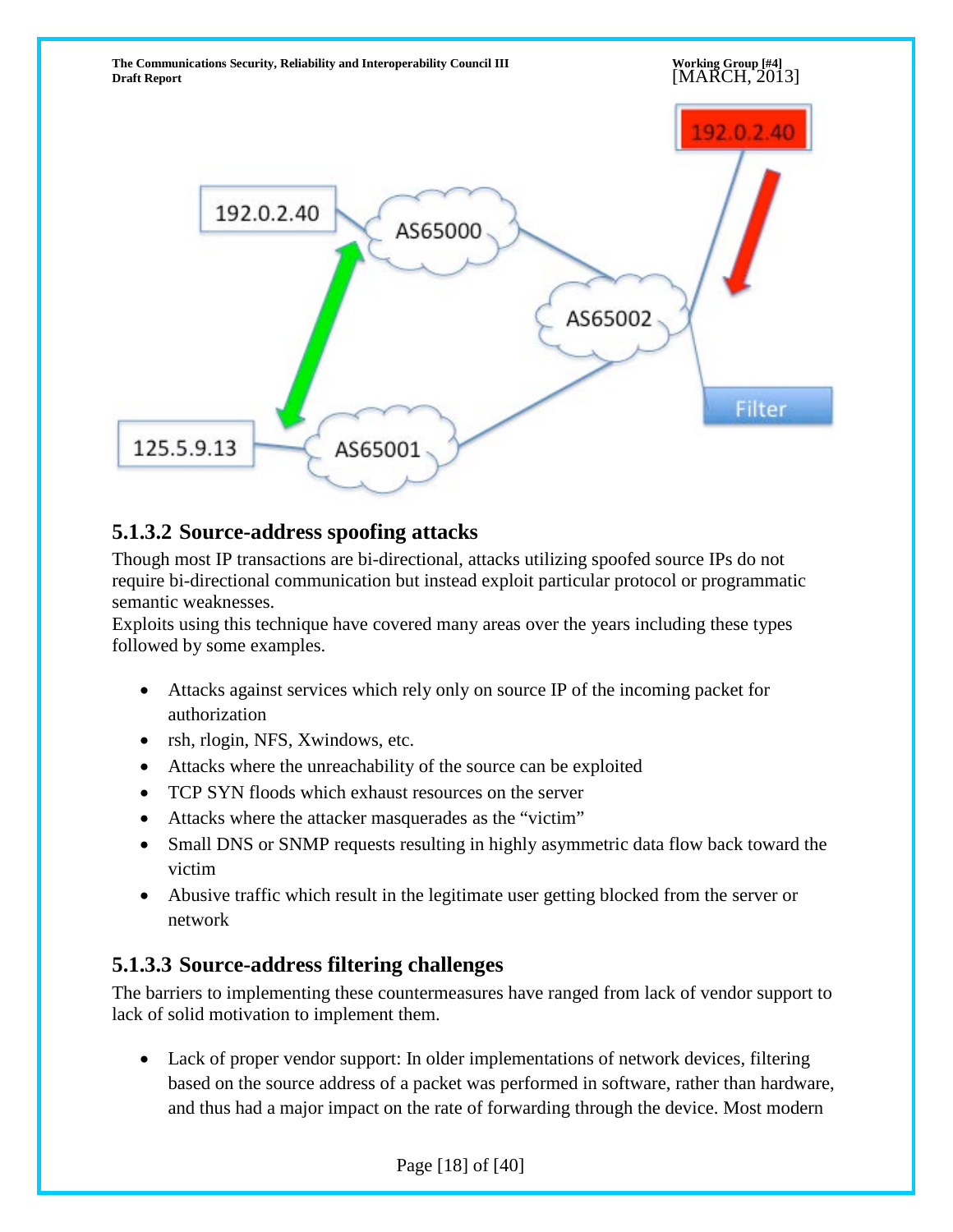### 5.1.3.2 Source-address spoofing attacks

Though most IP transactions are bi-directional, attacks utilizing spoofed source IPs do not require bi-directional communication but instead exploit particular protocol or programmatic semantic weaknesses.
Exploits using this technique have covered many areas over the years including these types followed by some examples.

- Attacks against services which rely only on source IP of the incoming packet for authorization
- rsh, rlogin, NFS, Xwindows, etc.
- Attacks where the unreachability of the source can be exploited
- TCP SYN floods which exhaust resources on the server
- Attacks where the attacker masquerades as the "victim"
- Small DNS or SNMP requests resulting in highly asymmetric data flow back toward the victim
- Abusive traffic which result in the legitimate user getting blocked from the server or network

### 5.1.3.3 Source-address filtering challenges

The barriers to implementing these countermeasures have ranged from lack of vendor support to lack of solid motivation to implement them.

- Lack of proper vendor support: In older implementations of network devices, filtering based on the source address of a packet was performed in software, rather than hardware, and thus had a major impact on the rate of forwarding through the device. Most modern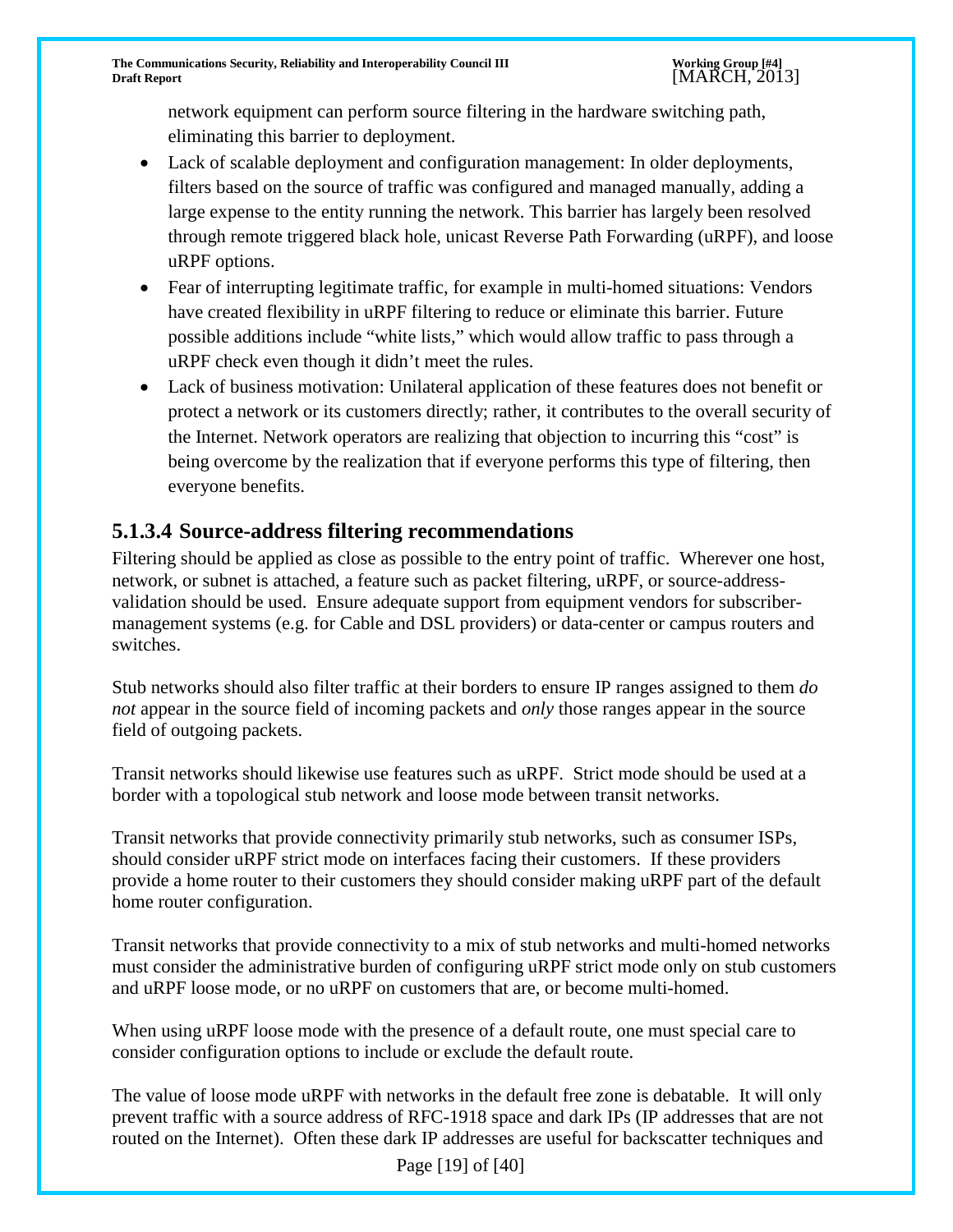network equipment can perform source filtering in the hardware switching path, eliminating this barrier to deployment.

- Lack of scalable deployment and configuration management: In older deployments, filters based on the source of traffic was configured and managed manually, adding a large expense to the entity running the network. This barrier has largely been resolved through remote triggered black hole, unicast Reverse Path Forwarding (uRPF), and loose uRPF options.
- Fear of interrupting legitimate traffic, for example in multi-homed situations: Vendors have created flexibility in uRPF filtering to reduce or eliminate this barrier. Future possible additions include "white lists," which would allow traffic to pass through a uRPF check even though it didn't meet the rules.
- Lack of business motivation: Unilateral application of these features does not benefit or protect a network or its customers directly; rather, it contributes to the overall security of the Internet. Network operators are realizing that objection to incurring this "cost" is being overcome by the realization that if everyone performs this type of filtering, then everyone benefits.

### 5.1.3.4 Source-address filtering recommendations

Filtering should be applied as close as possible to the entry point of traffic. Wherever one host, network, or subnet is attached, a feature such as packet filtering, uRPF, or source-address-validation should be used. Ensure adequate support from equipment vendors for subscriber-management systems (e.g. for Cable and DSL providers) or data-center or campus routers and switches.

Stub networks should also filter traffic at their borders to ensure IP ranges assigned to them *do not* appear in the source field of incoming packets and *only* those ranges appear in the source field of outgoing packets.

Transit networks should likewise use features such as uRPF. Strict mode should be used at a border with a topological stub network and loose mode between transit networks.

Transit networks that provide connectivity primarily stub networks, such as consumer ISPs, should consider uRPF strict mode on interfaces facing their customers. If these providers provide a home router to their customers they should consider making uRPF part of the default home router configuration.

Transit networks that provide connectivity to a mix of stub networks and multi-homed networks must consider the administrative burden of configuring uRPF strict mode only on stub customers and uRPF loose mode, or no uRPF on customers that are, or become multi-homed.

When using uRPF loose mode with the presence of a default route, one must special care to consider configuration options to include or exclude the default route.

The value of loose mode uRPF with networks in the default free zone is debatable. It will only prevent traffic with a source address of RFC-1918 space and dark IPs (IP addresses that are not routed on the Internet). Often these dark IP addresses are useful for backscatter techniques and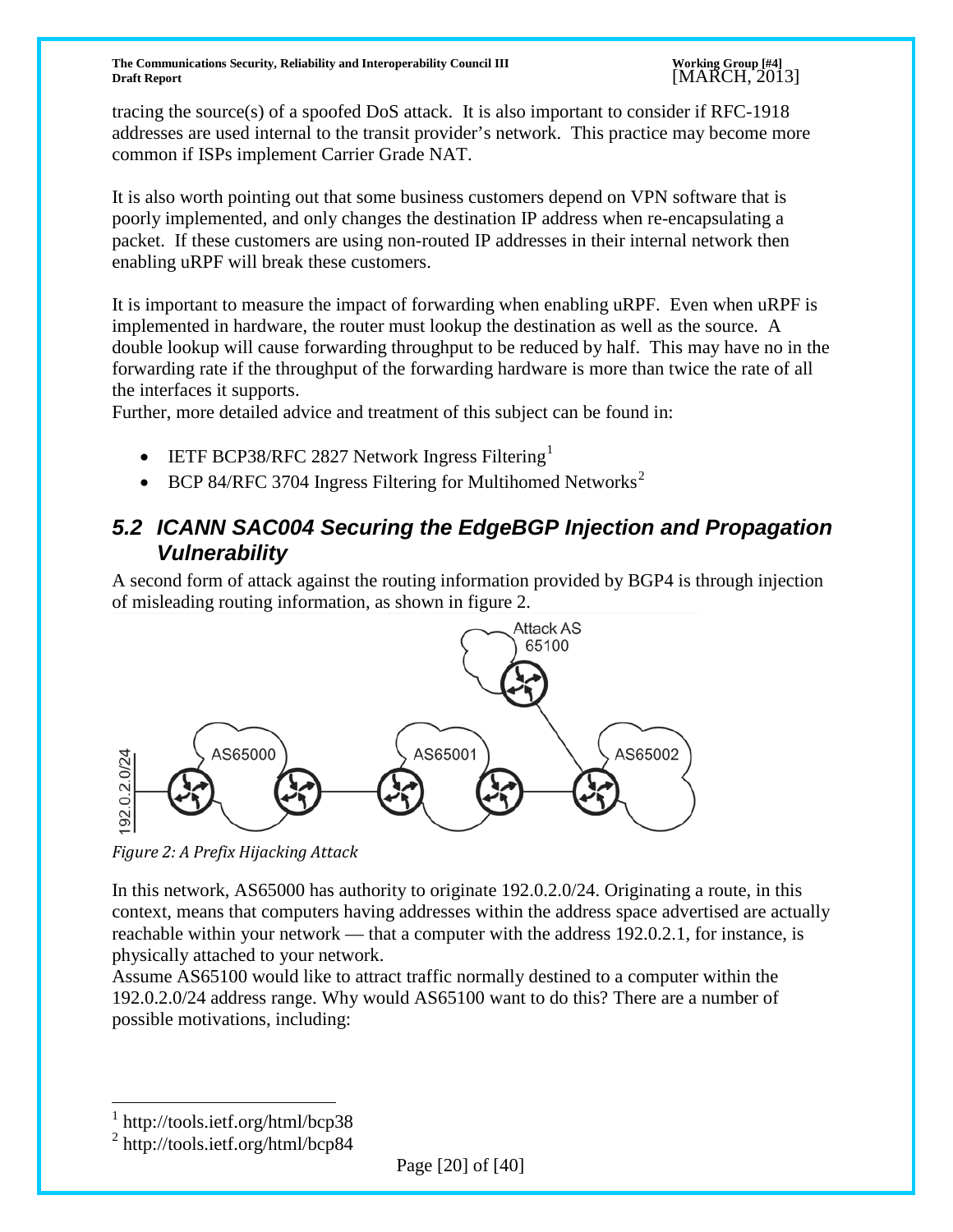tracing the source(s) of a spoofed DoS attack. It is also important to consider if RFC-1918 addresses are used internal to the transit provider's network. This practice may become more common if ISPs implement Carrier Grade NAT.

It is also worth pointing out that some business customers depend on VPN software that is poorly implemented, and only changes the destination IP address when re-encapsulating a packet. If these customers are using non-routed IP addresses in their internal network then enabling uRPF will break these customers.

It is important to measure the impact of forwarding when enabling uRPF. Even when uRPF is implemented in hardware, the router must lookup the destination as well as the source. A double lookup will cause forwarding throughput to be reduced by half. This may have no in the forwarding rate if the throughput of the forwarding hardware is more than twice the rate of all the interfaces it supports.
Further, more detailed advice and treatment of this subject can be found in:

- IETF BCP38/RFC 2827 Network Ingress Filtering[1]
- BCP 84/RFC 3704 Ingress Filtering for Multihomed Networks[2]

## *5.2 ICANN SAC004 Securing the EdgeBGP Injection and Propagation Vulnerability*

A second form of attack against the routing information provided by BGP4 is through injection of misleading routing information, as shown in figure 2.

*Figure 2: A Prefix Hijacking Attack*

In this network, AS65000 has authority to originate 192.0.2.0/24. Originating a route, in this context, means that computers having addresses within the address space advertised are actually reachable within your network — that a computer with the address 192.0.2.1, for instance, is physically attached to your network.
Assume AS65100 would like to attract traffic normally destined to a computer within the 192.0.2.0/24 address range. Why would AS65100 want to do this? There are a number of possible motivations, including:

[1] http://tools.ietf.org/html/bcp38
[2] http://tools.ietf.org/html/bcp84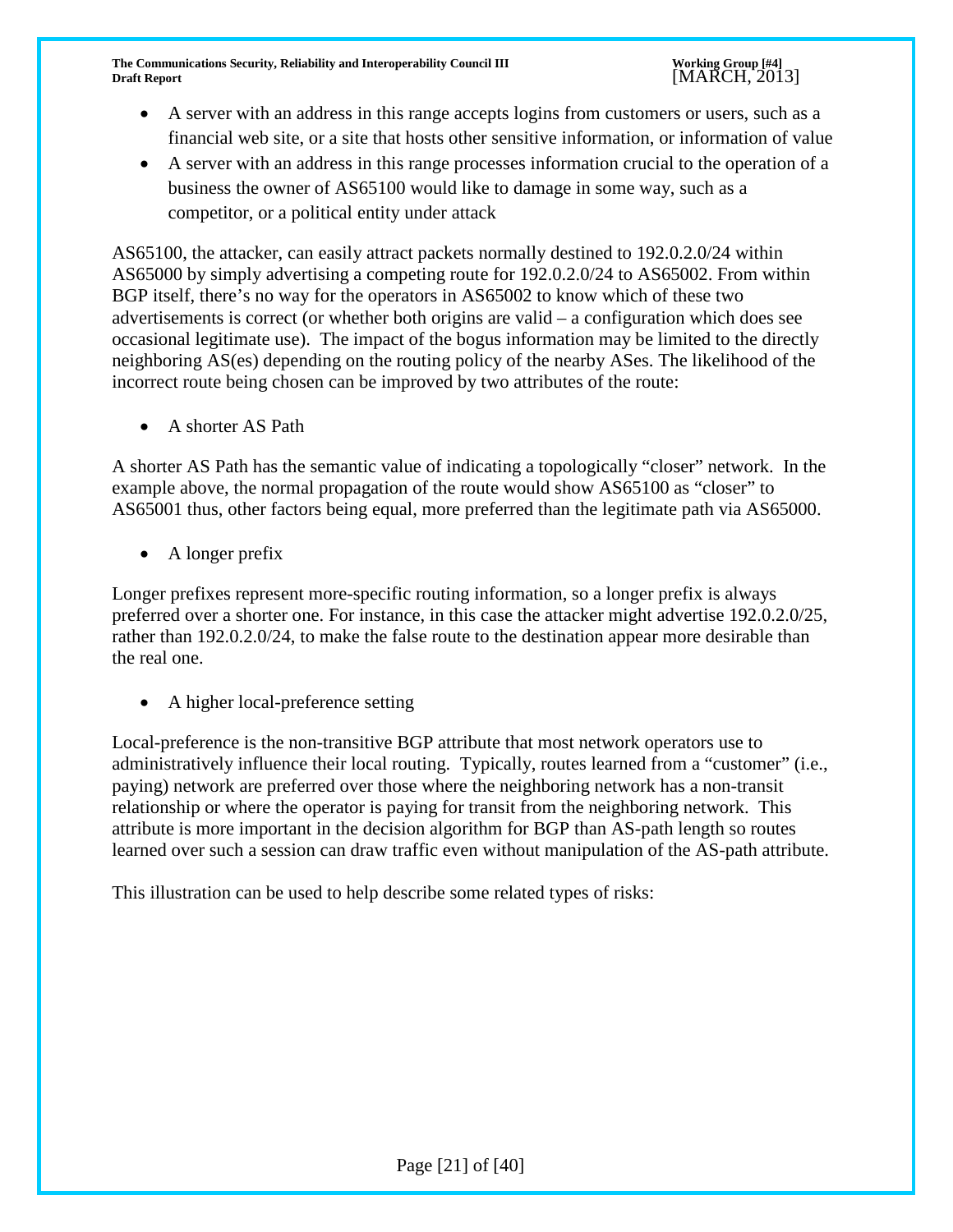- A server with an address in this range accepts logins from customers or users, such as a financial web site, or a site that hosts other sensitive information, or information of value
- A server with an address in this range processes information crucial to the operation of a business the owner of AS65100 would like to damage in some way, such as a competitor, or a political entity under attack

AS65100, the attacker, can easily attract packets normally destined to 192.0.2.0/24 within AS65000 by simply advertising a competing route for 192.0.2.0/24 to AS65002. From within BGP itself, there's no way for the operators in AS65002 to know which of these two advertisements is correct (or whether both origins are valid – a configuration which does see occasional legitimate use). The impact of the bogus information may be limited to the directly neighboring AS(es) depending on the routing policy of the nearby ASes. The likelihood of the incorrect route being chosen can be improved by two attributes of the route:

- A shorter AS Path

A shorter AS Path has the semantic value of indicating a topologically "closer" network. In the example above, the normal propagation of the route would show AS65100 as "closer" to AS65001 thus, other factors being equal, more preferred than the legitimate path via AS65000.

- A longer prefix

Longer prefixes represent more-specific routing information, so a longer prefix is always preferred over a shorter one. For instance, in this case the attacker might advertise 192.0.2.0/25, rather than 192.0.2.0/24, to make the false route to the destination appear more desirable than the real one.

- A higher local-preference setting

Local-preference is the non-transitive BGP attribute that most network operators use to administratively influence their local routing. Typically, routes learned from a "customer" (i.e., paying) network are preferred over those where the neighboring network has a non-transit relationship or where the operator is paying for transit from the neighboring network. This attribute is more important in the decision algorithm for BGP than AS-path length so routes learned over such a session can draw traffic even without manipulation of the AS-path attribute.

This illustration can be used to help describe some related types of risks: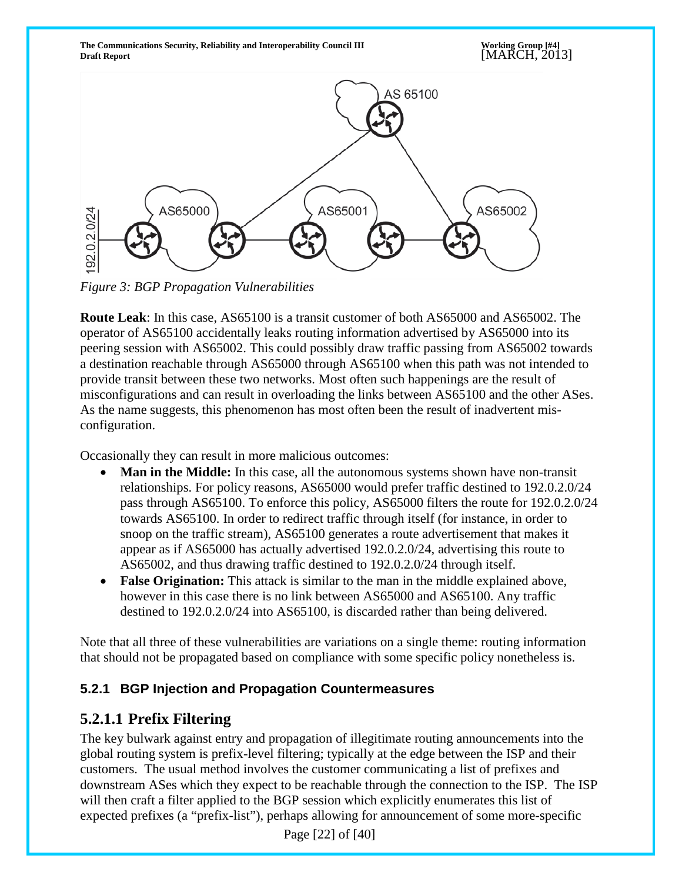*Figure 3: BGP Propagation Vulnerabilities*

**Route Leak**: In this case, AS65100 is a transit customer of both AS65000 and AS65002. The operator of AS65100 accidentally leaks routing information advertised by AS65000 into its peering session with AS65002. This could possibly draw traffic passing from AS65002 towards a destination reachable through AS65000 through AS65100 when this path was not intended to provide transit between these two networks. Most often such happenings are the result of misconfigurations and can result in overloading the links between AS65100 and the other ASes. As the name suggests, this phenomenon has most often been the result of inadvertent mis-configuration.

Occasionally they can result in more malicious outcomes:

- **Man in the Middle:** In this case, all the autonomous systems shown have non-transit relationships. For policy reasons, AS65000 would prefer traffic destined to 192.0.2.0/24 pass through AS65100. To enforce this policy, AS65000 filters the route for 192.0.2.0/24 towards AS65100. In order to redirect traffic through itself (for instance, in order to snoop on the traffic stream), AS65100 generates a route advertisement that makes it appear as if AS65000 has actually advertised 192.0.2.0/24, advertising this route to AS65002, and thus drawing traffic destined to 192.0.2.0/24 through itself.
- **False Origination:** This attack is similar to the man in the middle explained above, however in this case there is no link between AS65000 and AS65100. Any traffic destined to 192.0.2.0/24 into AS65100, is discarded rather than being delivered.

Note that all three of these vulnerabilities are variations on a single theme: routing information that should not be propagated based on compliance with some specific policy nonetheless is.

### 5.2.1 BGP Injection and Propagation Countermeasures

## 5.2.1.1 Prefix Filtering

The key bulwark against entry and propagation of illegitimate routing announcements into the global routing system is prefix-level filtering; typically at the edge between the ISP and their customers. The usual method involves the customer communicating a list of prefixes and downstream ASes which they expect to be reachable through the connection to the ISP. The ISP will then craft a filter applied to the BGP session which explicitly enumerates this list of expected prefixes (a "prefix-list"), perhaps allowing for announcement of some more-specific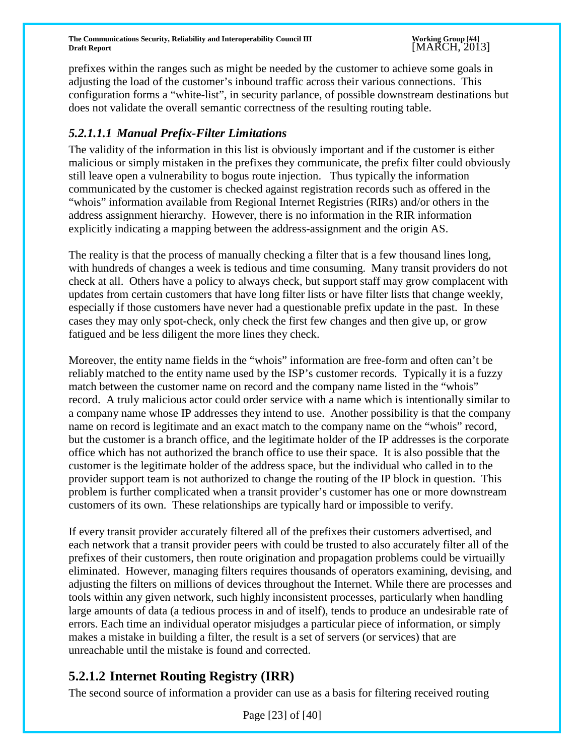prefixes within the ranges such as might be needed by the customer to achieve some goals in adjusting the load of the customer's inbound traffic across their various connections. This configuration forms a "white-list", in security parlance, of possible downstream destinations but does not validate the overall semantic correctness of the resulting routing table.

#### *5.2.1.1.1 Manual Prefix-Filter Limitations*

The validity of the information in this list is obviously important and if the customer is either malicious or simply mistaken in the prefixes they communicate, the prefix filter could obviously still leave open a vulnerability to bogus route injection. Thus typically the information communicated by the customer is checked against registration records such as offered in the "whois" information available from Regional Internet Registries (RIRs) and/or others in the address assignment hierarchy. However, there is no information in the RIR information explicitly indicating a mapping between the address-assignment and the origin AS.

The reality is that the process of manually checking a filter that is a few thousand lines long, with hundreds of changes a week is tedious and time consuming. Many transit providers do not check at all. Others have a policy to always check, but support staff may grow complacent with updates from certain customers that have long filter lists or have filter lists that change weekly, especially if those customers have never had a questionable prefix update in the past. In these cases they may only spot-check, only check the first few changes and then give up, or grow fatigued and be less diligent the more lines they check.

Moreover, the entity name fields in the "whois" information are free-form and often can't be reliably matched to the entity name used by the ISP's customer records. Typically it is a fuzzy match between the customer name on record and the company name listed in the "whois" record. A truly malicious actor could order service with a name which is intentionally similar to a company name whose IP addresses they intend to use. Another possibility is that the company name on record is legitimate and an exact match to the company name on the "whois" record, but the customer is a branch office, and the legitimate holder of the IP addresses is the corporate office which has not authorized the branch office to use their space. It is also possible that the customer is the legitimate holder of the address space, but the individual who called in to the provider support team is not authorized to change the routing of the IP block in question. This problem is further complicated when a transit provider's customer has one or more downstream customers of its own. These relationships are typically hard or impossible to verify.

If every transit provider accurately filtered all of the prefixes their customers advertised, and each network that a transit provider peers with could be trusted to also accurately filter all of the prefixes of their customers, then route origination and propagation problems could be virtuailly eliminated. However, managing filters requires thousands of operators examining, devising, and adjusting the filters on millions of devices throughout the Internet. While there are processes and tools within any given network, such highly inconsistent processes, particularly when handling large amounts of data (a tedious process in and of itself), tends to produce an undesirable rate of errors. Each time an individual operator misjudges a particular piece of information, or simply makes a mistake in building a filter, the result is a set of servers (or services) that are unreachable until the mistake is found and corrected.

### 5.2.1.2 Internet Routing Registry (IRR)

The second source of information a provider can use as a basis for filtering received routing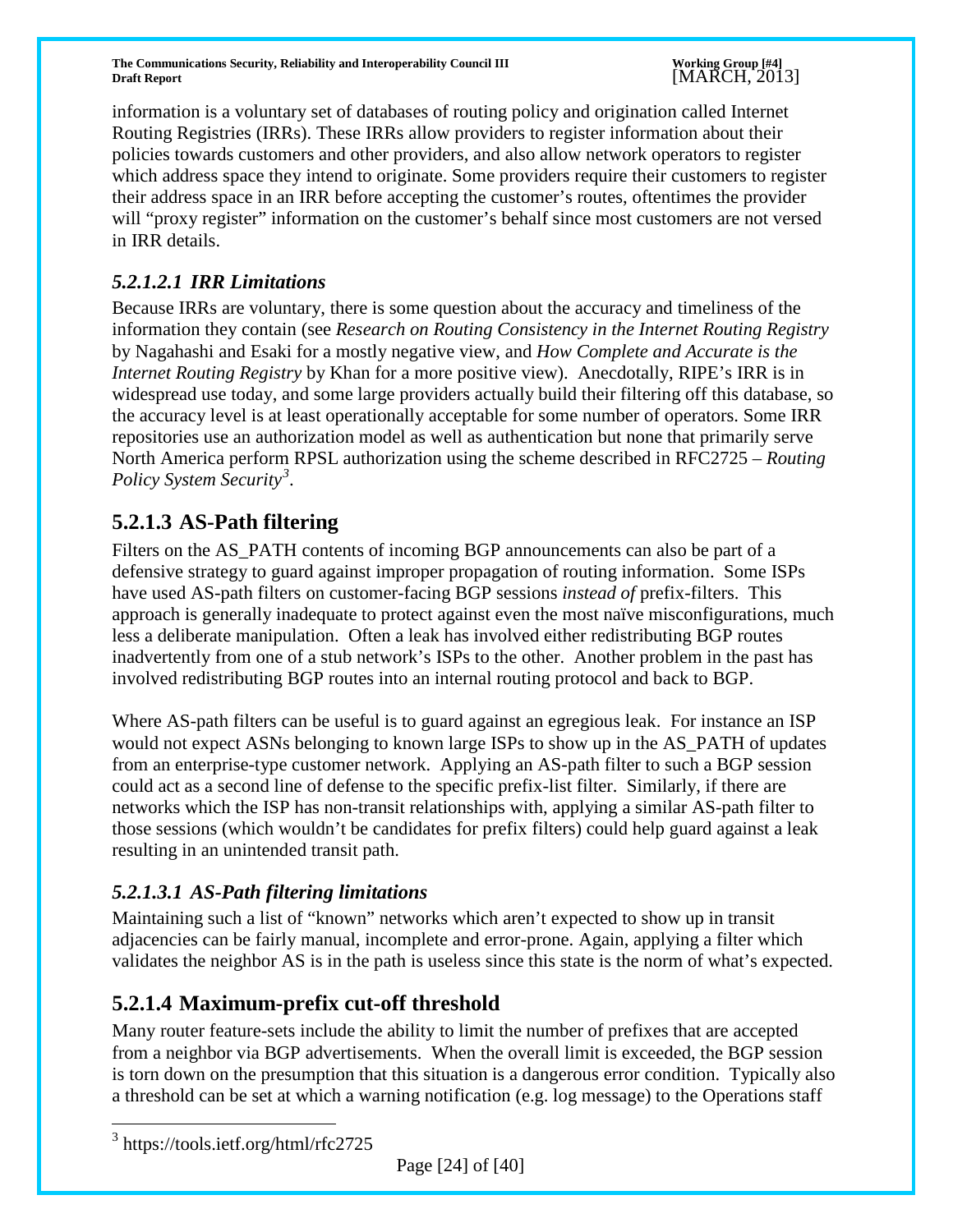information is a voluntary set of databases of routing policy and origination called Internet Routing Registries (IRRs). These IRRs allow providers to register information about their policies towards customers and other providers, and also allow network operators to register which address space they intend to originate. Some providers require their customers to register their address space in an IRR before accepting the customer's routes, oftentimes the provider will "proxy register" information on the customer's behalf since most customers are not versed in IRR details.

#### *5.2.1.2.1 IRR Limitations*

Because IRRs are voluntary, there is some question about the accuracy and timeliness of the information they contain (see *Research on Routing Consistency in the Internet Routing Registry* by Nagahashi and Esaki for a mostly negative view, and *How Complete and Accurate is the Internet Routing Registry* by Khan for a more positive view). Anecdotally, RIPE's IRR is in widespread use today, and some large providers actually build their filtering off this database, so the accuracy level is at least operationally acceptable for some number of operators. Some IRR repositories use an authorization model as well as authentication but none that primarily serve North America perform RPSL authorization using the scheme described in RFC2725 – *Routing Policy System Security*[3].

### 5.2.1.3 AS-Path filtering

Filters on the AS_PATH contents of incoming BGP announcements can also be part of a defensive strategy to guard against improper propagation of routing information. Some ISPs have used AS-path filters on customer-facing BGP sessions *instead of* prefix-filters. This approach is generally inadequate to protect against even the most naïve misconfigurations, much less a deliberate manipulation. Often a leak has involved either redistributing BGP routes inadvertently from one of a stub network's ISPs to the other. Another problem in the past has involved redistributing BGP routes into an internal routing protocol and back to BGP.

Where AS-path filters can be useful is to guard against an egregious leak. For instance an ISP would not expect ASNs belonging to known large ISPs to show up in the AS_PATH of updates from an enterprise-type customer network. Applying an AS-path filter to such a BGP session could act as a second line of defense to the specific prefix-list filter. Similarly, if there are networks which the ISP has non-transit relationships with, applying a similar AS-path filter to those sessions (which wouldn't be candidates for prefix filters) could help guard against a leak resulting in an unintended transit path.

#### *5.2.1.3.1 AS-Path filtering limitations*

Maintaining such a list of "known" networks which aren't expected to show up in transit adjacencies can be fairly manual, incomplete and error-prone. Again, applying a filter which validates the neighbor AS is in the path is useless since this state is the norm of what's expected.

### 5.2.1.4 Maximum-prefix cut-off threshold

Many router feature-sets include the ability to limit the number of prefixes that are accepted from a neighbor via BGP advertisements. When the overall limit is exceeded, the BGP session is torn down on the presumption that this situation is a dangerous error condition. Typically also a threshold can be set at which a warning notification (e.g. log message) to the Operations staff

[3] https://tools.ietf.org/html/rfc2725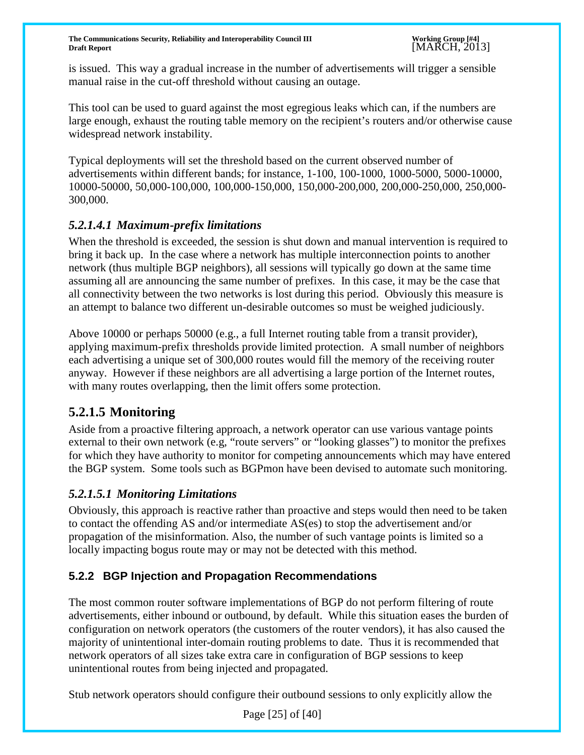is issued. This way a gradual increase in the number of advertisements will trigger a sensible manual raise in the cut-off threshold without causing an outage.

This tool can be used to guard against the most egregious leaks which can, if the numbers are large enough, exhaust the routing table memory on the recipient's routers and/or otherwise cause widespread network instability.

Typical deployments will set the threshold based on the current observed number of advertisements within different bands; for instance, 1-100, 100-1000, 1000-5000, 5000-10000, 10000-50000, 50,000-100,000, 100,000-150,000, 150,000-200,000, 200,000-250,000, 250,000-300,000.

#### *5.2.1.4.1 Maximum-prefix limitations*

When the threshold is exceeded, the session is shut down and manual intervention is required to bring it back up. In the case where a network has multiple interconnection points to another network (thus multiple BGP neighbors), all sessions will typically go down at the same time assuming all are announcing the same number of prefixes. In this case, it may be the case that all connectivity between the two networks is lost during this period. Obviously this measure is an attempt to balance two different un-desirable outcomes so must be weighed judiciously.

Above 10000 or perhaps 50000 (e.g., a full Internet routing table from a transit provider), applying maximum-prefix thresholds provide limited protection. A small number of neighbors each advertising a unique set of 300,000 routes would fill the memory of the receiving router anyway. However if these neighbors are all advertising a large portion of the Internet routes, with many routes overlapping, then the limit offers some protection.

## 5.2.1.5 Monitoring

Aside from a proactive filtering approach, a network operator can use various vantage points external to their own network (e.g, "route servers" or "looking glasses") to monitor the prefixes for which they have authority to monitor for competing announcements which may have entered the BGP system. Some tools such as BGPmon have been devised to automate such monitoring.

#### *5.2.1.5.1 Monitoring Limitations*

Obviously, this approach is reactive rather than proactive and steps would then need to be taken to contact the offending AS and/or intermediate AS(es) to stop the advertisement and/or propagation of the misinformation. Also, the number of such vantage points is limited so a locally impacting bogus route may or may not be detected with this method.

### 5.2.2 BGP Injection and Propagation Recommendations

The most common router software implementations of BGP do not perform filtering of route advertisements, either inbound or outbound, by default. While this situation eases the burden of configuration on network operators (the customers of the router vendors), it has also caused the majority of unintentional inter-domain routing problems to date. Thus it is recommended that network operators of all sizes take extra care in configuration of BGP sessions to keep unintentional routes from being injected and propagated.

Stub network operators should configure their outbound sessions to only explicitly allow the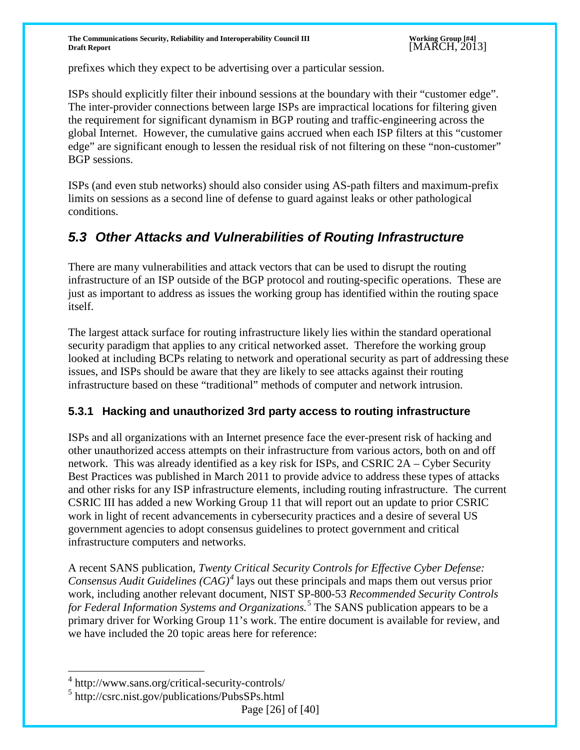prefixes which they expect to be advertising over a particular session.

ISPs should explicitly filter their inbound sessions at the boundary with their "customer edge". The inter-provider connections between large ISPs are impractical locations for filtering given the requirement for significant dynamism in BGP routing and traffic-engineering across the global Internet. However, the cumulative gains accrued when each ISP filters at this "customer edge" are significant enough to lessen the residual risk of not filtering on these "non-customer" BGP sessions.

ISPs (and even stub networks) should also consider using AS-path filters and maximum-prefix limits on sessions as a second line of defense to guard against leaks or other pathological conditions.

## *5.3 Other Attacks and Vulnerabilities of Routing Infrastructure*

There are many vulnerabilities and attack vectors that can be used to disrupt the routing infrastructure of an ISP outside of the BGP protocol and routing-specific operations. These are just as important to address as issues the working group has identified within the routing space itself.

The largest attack surface for routing infrastructure likely lies within the standard operational security paradigm that applies to any critical networked asset. Therefore the working group looked at including BCPs relating to network and operational security as part of addressing these issues, and ISPs should be aware that they are likely to see attacks against their routing infrastructure based on these "traditional" methods of computer and network intrusion.

### 5.3.1 Hacking and unauthorized 3rd party access to routing infrastructure

ISPs and all organizations with an Internet presence face the ever-present risk of hacking and other unauthorized access attempts on their infrastructure from various actors, both on and off network. This was already identified as a key risk for ISPs, and CSRIC 2A – Cyber Security Best Practices was published in March 2011 to provide advice to address these types of attacks and other risks for any ISP infrastructure elements, including routing infrastructure. The current CSRIC III has added a new Working Group 11 that will report out an update to prior CSRIC work in light of recent advancements in cybersecurity practices and a desire of several US government agencies to adopt consensus guidelines to protect government and critical infrastructure computers and networks.

A recent SANS publication, *Twenty Critical Security Controls for Effective Cyber Defense: Consensus Audit Guidelines (CAG)*[4] lays out these principals and maps them out versus prior work, including another relevant document, NIST SP-800-53 *Recommended Security Controls for Federal Information Systems and Organizations.*[5] The SANS publication appears to be a primary driver for Working Group 11's work. The entire document is available for review, and we have included the 20 topic areas here for reference:

[4] http://www.sans.org/critical-security-controls/

[5] http://csrc.nist.gov/publications/PubsSPs.html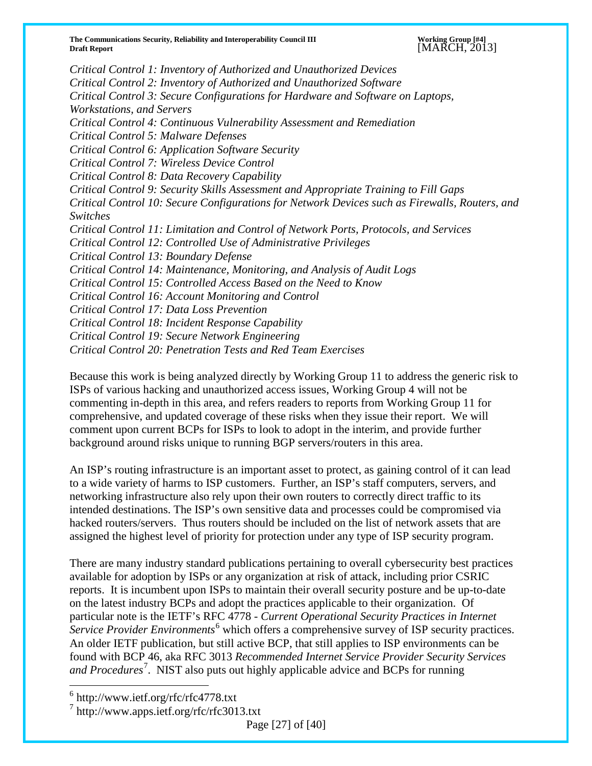*Critical Control 1: Inventory of Authorized and Unauthorized Devices*
*Critical Control 2: Inventory of Authorized and Unauthorized Software*
*Critical Control 3: Secure Configurations for Hardware and Software on Laptops, Workstations, and Servers*
*Critical Control 4: Continuous Vulnerability Assessment and Remediation*
*Critical Control 5: Malware Defenses*
*Critical Control 6: Application Software Security*
*Critical Control 7: Wireless Device Control*
*Critical Control 8: Data Recovery Capability*
*Critical Control 9: Security Skills Assessment and Appropriate Training to Fill Gaps*
*Critical Control 10: Secure Configurations for Network Devices such as Firewalls, Routers, and Switches*
*Critical Control 11: Limitation and Control of Network Ports, Protocols, and Services*
*Critical Control 12: Controlled Use of Administrative Privileges*
*Critical Control 13: Boundary Defense*
*Critical Control 14: Maintenance, Monitoring, and Analysis of Audit Logs*
*Critical Control 15: Controlled Access Based on the Need to Know*
*Critical Control 16: Account Monitoring and Control*
*Critical Control 17: Data Loss Prevention*
*Critical Control 18: Incident Response Capability*
*Critical Control 19: Secure Network Engineering*
*Critical Control 20: Penetration Tests and Red Team Exercises*

Because this work is being analyzed directly by Working Group 11 to address the generic risk to ISPs of various hacking and unauthorized access issues, Working Group 4 will not be commenting in-depth in this area, and refers readers to reports from Working Group 11 for comprehensive, and updated coverage of these risks when they issue their report. We will comment upon current BCPs for ISPs to look to adopt in the interim, and provide further background around risks unique to running BGP servers/routers in this area.

An ISP's routing infrastructure is an important asset to protect, as gaining control of it can lead to a wide variety of harms to ISP customers. Further, an ISP's staff computers, servers, and networking infrastructure also rely upon their own routers to correctly direct traffic to its intended destinations. The ISP's own sensitive data and processes could be compromised via hacked routers/servers. Thus routers should be included on the list of network assets that are assigned the highest level of priority for protection under any type of ISP security program.

There are many industry standard publications pertaining to overall cybersecurity best practices available for adoption by ISPs or any organization at risk of attack, including prior CSRIC reports. It is incumbent upon ISPs to maintain their overall security posture and be up-to-date on the latest industry BCPs and adopt the practices applicable to their organization. Of particular note is the IETF's RFC 4778 - *Current Operational Security Practices in Internet Service Provider Environments*[6] which offers a comprehensive survey of ISP security practices. An older IETF publication, but still active BCP, that still applies to ISP environments can be found with BCP 46, aka RFC 3013 *Recommended Internet Service Provider Security Services and Procedures*[7]. NIST also puts out highly applicable advice and BCPs for running

[6] http://www.ietf.org/rfc/rfc4778.txt
[7] http://www.apps.ietf.org/rfc/rfc3013.txt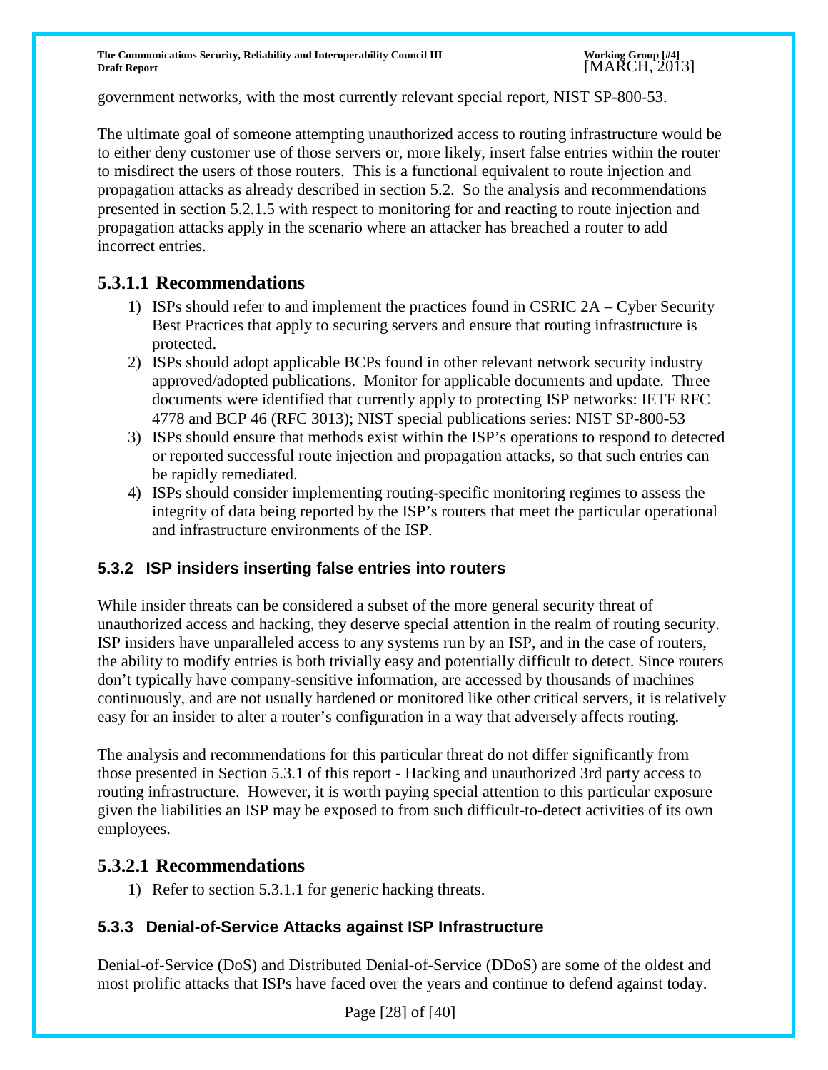government networks, with the most currently relevant special report, NIST SP-800-53.

The ultimate goal of someone attempting unauthorized access to routing infrastructure would be to either deny customer use of those servers or, more likely, insert false entries within the router to misdirect the users of those routers. This is a functional equivalent to route injection and propagation attacks as already described in section 5.2. So the analysis and recommendations presented in section 5.2.1.5 with respect to monitoring for and reacting to route injection and propagation attacks apply in the scenario where an attacker has breached a router to add incorrect entries.

## 5.3.1.1 Recommendations

1) ISPs should refer to and implement the practices found in CSRIC 2A – Cyber Security Best Practices that apply to securing servers and ensure that routing infrastructure is protected.
2) ISPs should adopt applicable BCPs found in other relevant network security industry approved/adopted publications. Monitor for applicable documents and update. Three documents were identified that currently apply to protecting ISP networks: IETF RFC 4778 and BCP 46 (RFC 3013); NIST special publications series: NIST SP-800-53
3) ISPs should ensure that methods exist within the ISP's operations to respond to detected or reported successful route injection and propagation attacks, so that such entries can be rapidly remediated.
4) ISPs should consider implementing routing-specific monitoring regimes to assess the integrity of data being reported by the ISP's routers that meet the particular operational and infrastructure environments of the ISP.

### 5.3.2 ISP insiders inserting false entries into routers

While insider threats can be considered a subset of the more general security threat of unauthorized access and hacking, they deserve special attention in the realm of routing security. ISP insiders have unparalleled access to any systems run by an ISP, and in the case of routers, the ability to modify entries is both trivially easy and potentially difficult to detect. Since routers don't typically have company-sensitive information, are accessed by thousands of machines continuously, and are not usually hardened or monitored like other critical servers, it is relatively easy for an insider to alter a router's configuration in a way that adversely affects routing.

The analysis and recommendations for this particular threat do not differ significantly from those presented in Section 5.3.1 of this report - Hacking and unauthorized 3rd party access to routing infrastructure. However, it is worth paying special attention to this particular exposure given the liabilities an ISP may be exposed to from such difficult-to-detect activities of its own employees.

## 5.3.2.1 Recommendations

1) Refer to section 5.3.1.1 for generic hacking threats.

### 5.3.3 Denial-of-Service Attacks against ISP Infrastructure

Denial-of-Service (DoS) and Distributed Denial-of-Service (DDoS) are some of the oldest and most prolific attacks that ISPs have faced over the years and continue to defend against today.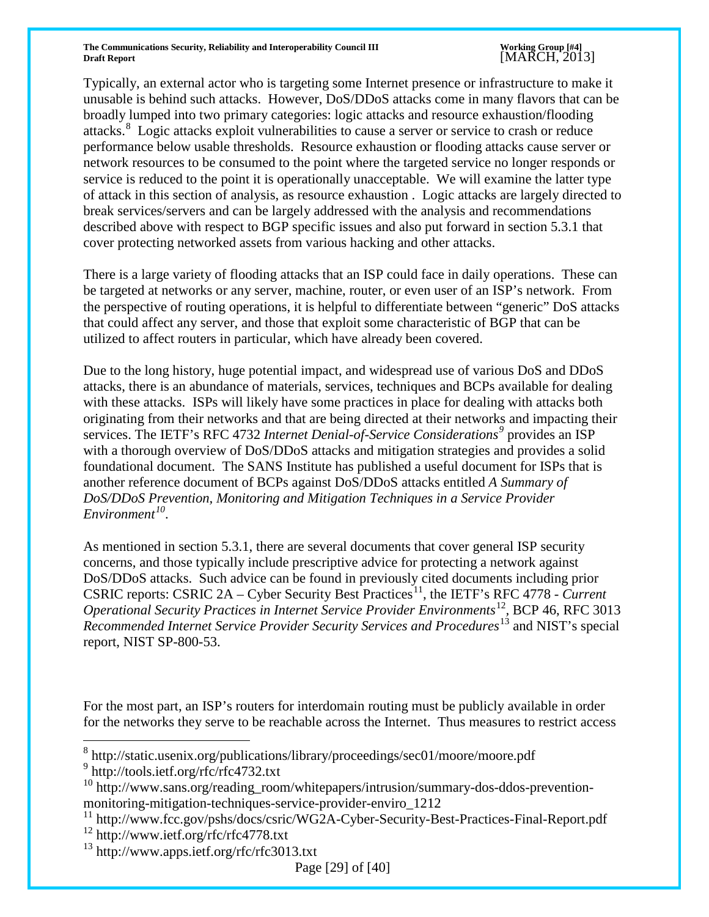Typically, an external actor who is targeting some Internet presence or infrastructure to make it unusable is behind such attacks. However, DoS/DDoS attacks come in many flavors that can be broadly lumped into two primary categories: logic attacks and resource exhaustion/flooding attacks.[8] Logic attacks exploit vulnerabilities to cause a server or service to crash or reduce performance below usable thresholds. Resource exhaustion or flooding attacks cause server or network resources to be consumed to the point where the targeted service no longer responds or service is reduced to the point it is operationally unacceptable. We will examine the latter type of attack in this section of analysis, as resource exhaustion . Logic attacks are largely directed to break services/servers and can be largely addressed with the analysis and recommendations described above with respect to BGP specific issues and also put forward in section 5.3.1 that cover protecting networked assets from various hacking and other attacks.

There is a large variety of flooding attacks that an ISP could face in daily operations. These can be targeted at networks or any server, machine, router, or even user of an ISP's network. From the perspective of routing operations, it is helpful to differentiate between "generic" DoS attacks that could affect any server, and those that exploit some characteristic of BGP that can be utilized to affect routers in particular, which have already been covered.

Due to the long history, huge potential impact, and widespread use of various DoS and DDoS attacks, there is an abundance of materials, services, techniques and BCPs available for dealing with these attacks. ISPs will likely have some practices in place for dealing with attacks both originating from their networks and that are being directed at their networks and impacting their services. The IETF's RFC 4732 *Internet Denial-of-Service Considerations*[9] provides an ISP with a thorough overview of DoS/DDoS attacks and mitigation strategies and provides a solid foundational document. The SANS Institute has published a useful document for ISPs that is another reference document of BCPs against DoS/DDoS attacks entitled *A Summary of DoS/DDoS Prevention, Monitoring and Mitigation Techniques in a Service Provider Environment*[10].

As mentioned in section 5.3.1, there are several documents that cover general ISP security concerns, and those typically include prescriptive advice for protecting a network against DoS/DDoS attacks. Such advice can be found in previously cited documents including prior CSRIC reports: CSRIC 2A – Cyber Security Best Practices[11], the IETF's RFC 4778 - *Current Operational Security Practices in Internet Service Provider Environments*[12], BCP 46, RFC 3013 *Recommended Internet Service Provider Security Services and Procedures*[13] and NIST's special report, NIST SP-800-53.

For the most part, an ISP's routers for interdomain routing must be publicly available in order for the networks they serve to be reachable across the Internet. Thus measures to restrict access

---

[8] http://static.usenix.org/publications/library/proceedings/sec01/moore/moore.pdf

[9] http://tools.ietf.org/rfc/rfc4732.txt

[10] http://www.sans.org/reading_room/whitepapers/intrusion/summary-dos-ddos-prevention-monitoring-mitigation-techniques-service-provider-enviro_1212

[11] http://www.fcc.gov/pshs/docs/csric/WG2A-Cyber-Security-Best-Practices-Final-Report.pdf

[12] http://www.ietf.org/rfc/rfc4778.txt

[13] http://www.apps.ietf.org/rfc/rfc3013.txt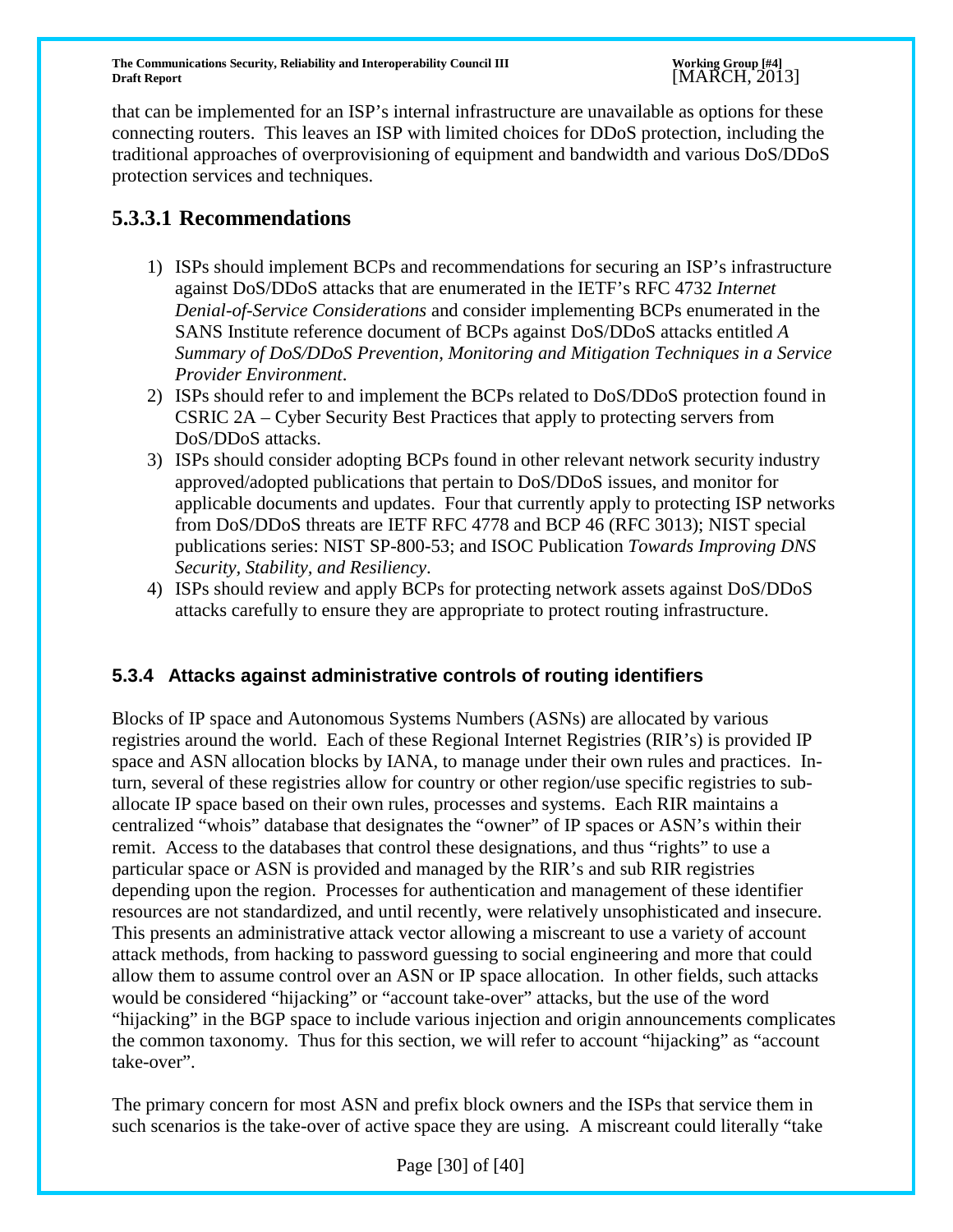that can be implemented for an ISP's internal infrastructure are unavailable as options for these connecting routers. This leaves an ISP with limited choices for DDoS protection, including the traditional approaches of overprovisioning of equipment and bandwidth and various DoS/DDoS protection services and techniques.

### 5.3.3.1 Recommendations

1) ISPs should implement BCPs and recommendations for securing an ISP's infrastructure against DoS/DDoS attacks that are enumerated in the IETF's RFC 4732 *Internet Denial-of-Service Considerations* and consider implementing BCPs enumerated in the SANS Institute reference document of BCPs against DoS/DDoS attacks entitled *A Summary of DoS/DDoS Prevention, Monitoring and Mitigation Techniques in a Service Provider Environment*.
2) ISPs should refer to and implement the BCPs related to DoS/DDoS protection found in CSRIC 2A – Cyber Security Best Practices that apply to protecting servers from DoS/DDoS attacks.
3) ISPs should consider adopting BCPs found in other relevant network security industry approved/adopted publications that pertain to DoS/DDoS issues, and monitor for applicable documents and updates. Four that currently apply to protecting ISP networks from DoS/DDoS threats are IETF RFC 4778 and BCP 46 (RFC 3013); NIST special publications series: NIST SP-800-53; and ISOC Publication *Towards Improving DNS Security, Stability, and Resiliency*.
4) ISPs should review and apply BCPs for protecting network assets against DoS/DDoS attacks carefully to ensure they are appropriate to protect routing infrastructure.

### 5.3.4 Attacks against administrative controls of routing identifiers

Blocks of IP space and Autonomous Systems Numbers (ASNs) are allocated by various registries around the world. Each of these Regional Internet Registries (RIR's) is provided IP space and ASN allocation blocks by IANA, to manage under their own rules and practices. In-turn, several of these registries allow for country or other region/use specific registries to sub-allocate IP space based on their own rules, processes and systems. Each RIR maintains a centralized "whois" database that designates the "owner" of IP spaces or ASN's within their remit. Access to the databases that control these designations, and thus "rights" to use a particular space or ASN is provided and managed by the RIR's and sub RIR registries depending upon the region. Processes for authentication and management of these identifier resources are not standardized, and until recently, were relatively unsophisticated and insecure. This presents an administrative attack vector allowing a miscreant to use a variety of account attack methods, from hacking to password guessing to social engineering and more that could allow them to assume control over an ASN or IP space allocation. In other fields, such attacks would be considered "hijacking" or "account take-over" attacks, but the use of the word "hijacking" in the BGP space to include various injection and origin announcements complicates the common taxonomy. Thus for this section, we will refer to account "hijacking" as "account take-over".

The primary concern for most ASN and prefix block owners and the ISPs that service them in such scenarios is the take-over of active space they are using. A miscreant could literally "take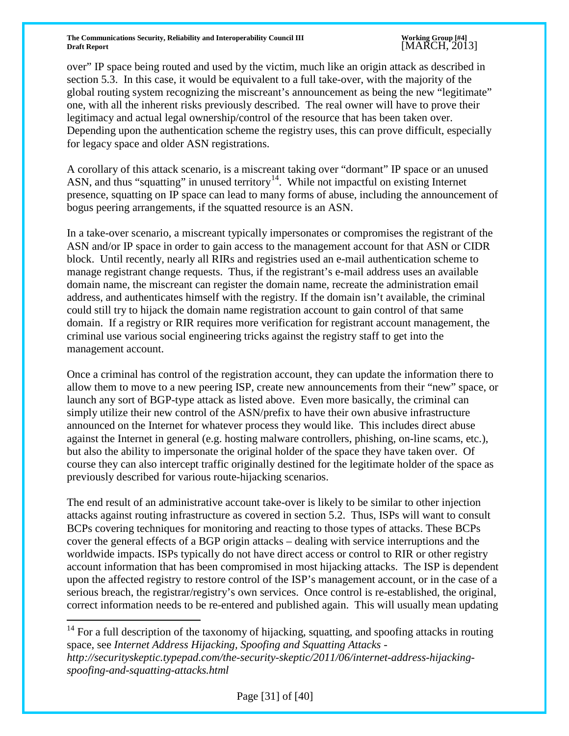over" IP space being routed and used by the victim, much like an origin attack as described in section 5.3. In this case, it would be equivalent to a full take-over, with the majority of the global routing system recognizing the miscreant's announcement as being the new "legitimate" one, with all the inherent risks previously described. The real owner will have to prove their legitimacy and actual legal ownership/control of the resource that has been taken over. Depending upon the authentication scheme the registry uses, this can prove difficult, especially for legacy space and older ASN registrations.

A corollary of this attack scenario, is a miscreant taking over "dormant" IP space or an unused ASN, and thus "squatting" in unused territory[14]. While not impactful on existing Internet presence, squatting on IP space can lead to many forms of abuse, including the announcement of bogus peering arrangements, if the squatted resource is an ASN.

In a take-over scenario, a miscreant typically impersonates or compromises the registrant of the ASN and/or IP space in order to gain access to the management account for that ASN or CIDR block. Until recently, nearly all RIRs and registries used an e-mail authentication scheme to manage registrant change requests. Thus, if the registrant's e-mail address uses an available domain name, the miscreant can register the domain name, recreate the administration email address, and authenticates himself with the registry. If the domain isn't available, the criminal could still try to hijack the domain name registration account to gain control of that same domain. If a registry or RIR requires more verification for registrant account management, the criminal use various social engineering tricks against the registry staff to get into the management account.

Once a criminal has control of the registration account, they can update the information there to allow them to move to a new peering ISP, create new announcements from their "new" space, or launch any sort of BGP-type attack as listed above. Even more basically, the criminal can simply utilize their new control of the ASN/prefix to have their own abusive infrastructure announced on the Internet for whatever process they would like. This includes direct abuse against the Internet in general (e.g. hosting malware controllers, phishing, on-line scams, etc.), but also the ability to impersonate the original holder of the space they have taken over. Of course they can also intercept traffic originally destined for the legitimate holder of the space as previously described for various route-hijacking scenarios.

The end result of an administrative account take-over is likely to be similar to other injection attacks against routing infrastructure as covered in section 5.2. Thus, ISPs will want to consult BCPs covering techniques for monitoring and reacting to those types of attacks. These BCPs cover the general effects of a BGP origin attacks – dealing with service interruptions and the worldwide impacts. ISPs typically do not have direct access or control to RIR or other registry account information that has been compromised in most hijacking attacks. The ISP is dependent upon the affected registry to restore control of the ISP's management account, or in the case of a serious breach, the registrar/registry's own services. Once control is re-established, the original, correct information needs to be re-entered and published again. This will usually mean updating

---

[14] For a full description of the taxonomy of hijacking, squatting, and spoofing attacks in routing space, see *Internet Address Hijacking, Spoofing and Squatting Attacks - http://securityskeptic.typepad.com/the-security-skeptic/2011/06/internet-address-hijacking-spoofing-and-squatting-attacks.html*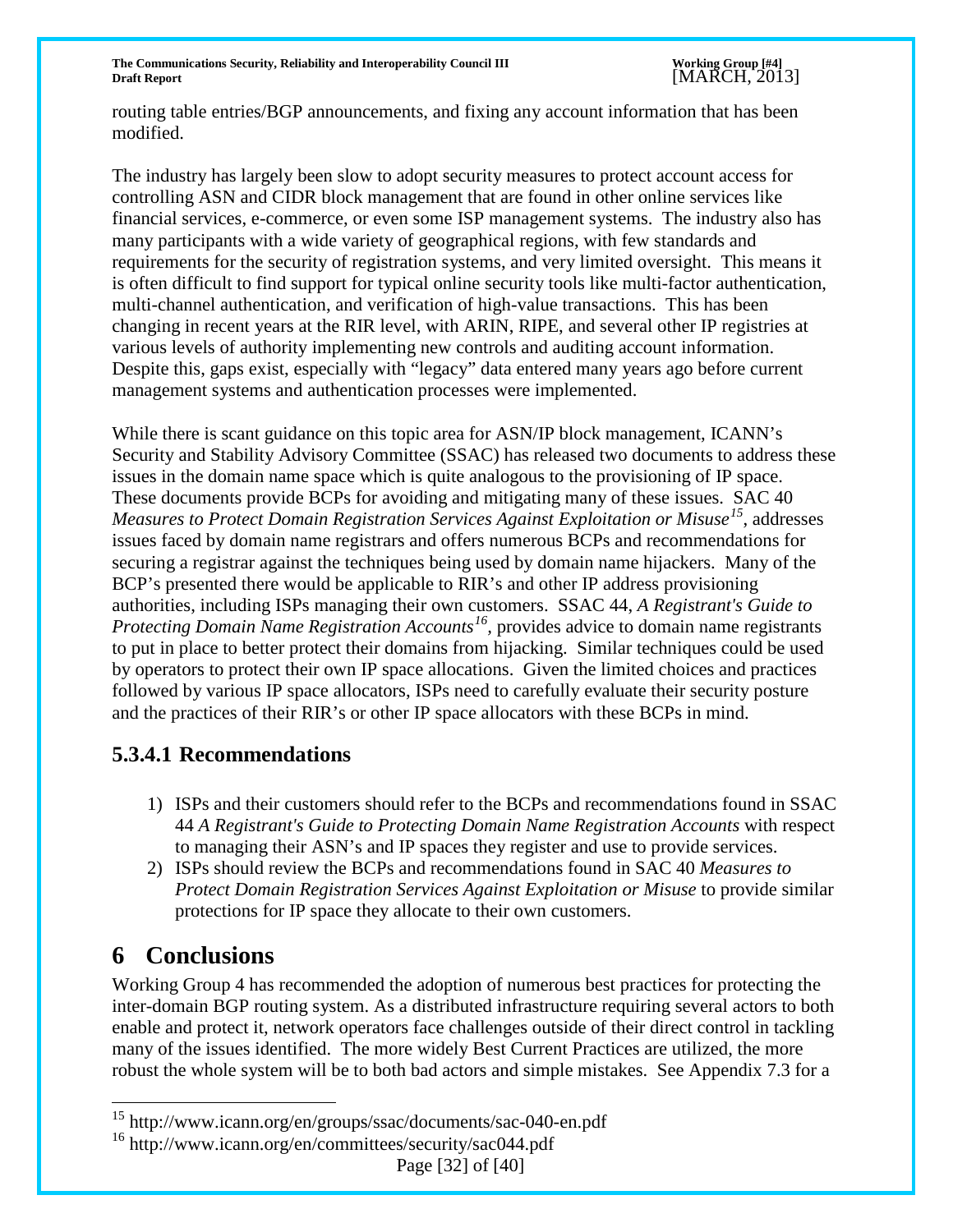routing table entries/BGP announcements, and fixing any account information that has been modified.

The industry has largely been slow to adopt security measures to protect account access for controlling ASN and CIDR block management that are found in other online services like financial services, e-commerce, or even some ISP management systems. The industry also has many participants with a wide variety of geographical regions, with few standards and requirements for the security of registration systems, and very limited oversight. This means it is often difficult to find support for typical online security tools like multi-factor authentication, multi-channel authentication, and verification of high-value transactions. This has been changing in recent years at the RIR level, with ARIN, RIPE, and several other IP registries at various levels of authority implementing new controls and auditing account information. Despite this, gaps exist, especially with "legacy" data entered many years ago before current management systems and authentication processes were implemented.

While there is scant guidance on this topic area for ASN/IP block management, ICANN's Security and Stability Advisory Committee (SSAC) has released two documents to address these issues in the domain name space which is quite analogous to the provisioning of IP space. These documents provide BCPs for avoiding and mitigating many of these issues. SAC 40 *Measures to Protect Domain Registration Services Against Exploitation or Misuse*[15], addresses issues faced by domain name registrars and offers numerous BCPs and recommendations for securing a registrar against the techniques being used by domain name hijackers. Many of the BCP's presented there would be applicable to RIR's and other IP address provisioning authorities, including ISPs managing their own customers. SSAC 44, *A Registrant's Guide to Protecting Domain Name Registration Accounts*[16], provides advice to domain name registrants to put in place to better protect their domains from hijacking. Similar techniques could be used by operators to protect their own IP space allocations. Given the limited choices and practices followed by various IP space allocators, ISPs need to carefully evaluate their security posture and the practices of their RIR's or other IP space allocators with these BCPs in mind.

### 5.3.4.1 Recommendations

1) ISPs and their customers should refer to the BCPs and recommendations found in SSAC 44 *A Registrant's Guide to Protecting Domain Name Registration Accounts* with respect to managing their ASN's and IP spaces they register and use to provide services.
2) ISPs should review the BCPs and recommendations found in SAC 40 *Measures to Protect Domain Registration Services Against Exploitation or Misuse* to provide similar protections for IP space they allocate to their own customers.

# 6 Conclusions

Working Group 4 has recommended the adoption of numerous best practices for protecting the inter-domain BGP routing system. As a distributed infrastructure requiring several actors to both enable and protect it, network operators face challenges outside of their direct control in tackling many of the issues identified. The more widely Best Current Practices are utilized, the more robust the whole system will be to both bad actors and simple mistakes. See Appendix 7.3 for a

[15] http://www.icann.org/en/groups/ssac/documents/sac-040-en.pdf

[16] http://www.icann.org/en/committees/security/sac044.pdf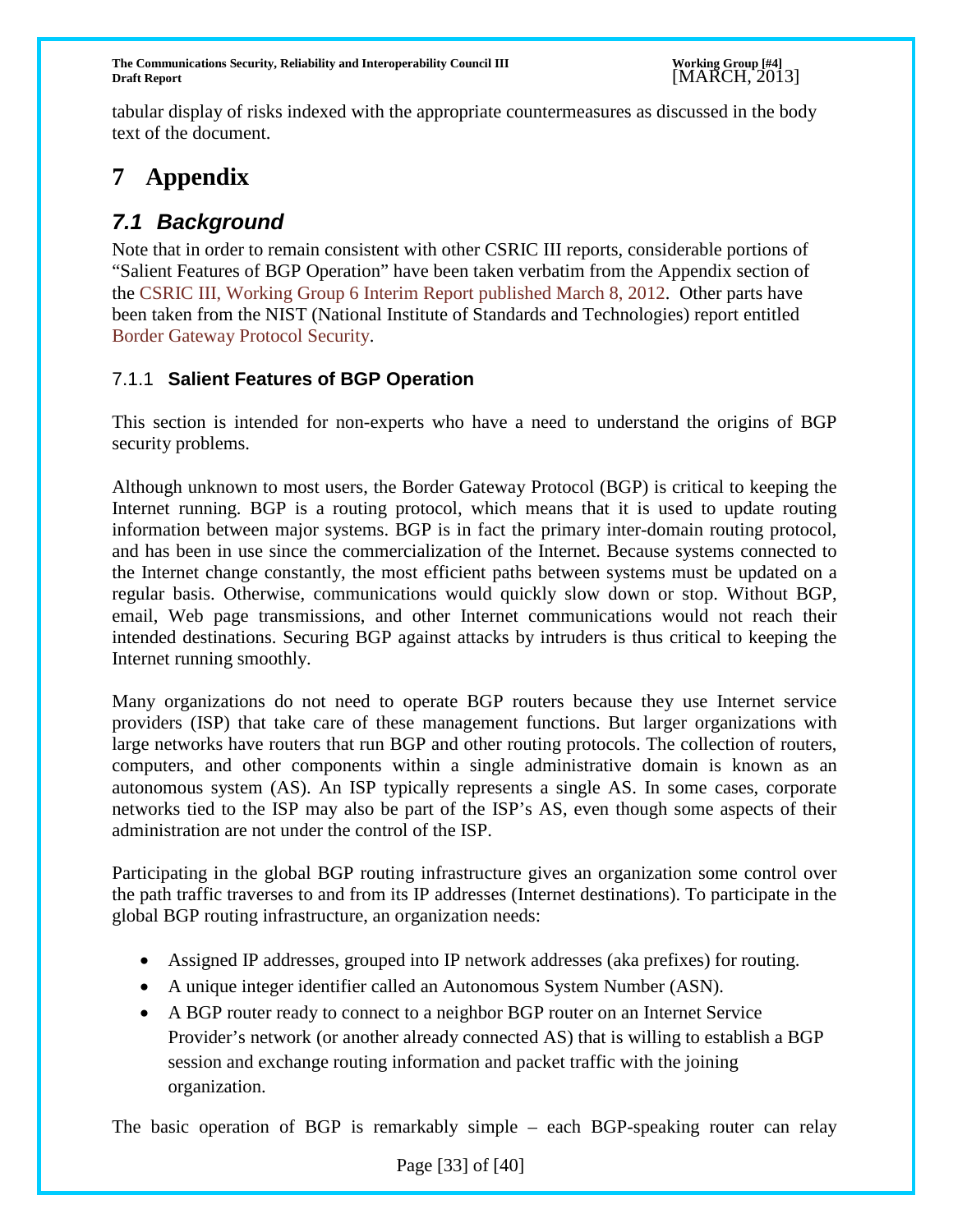tabular display of risks indexed with the appropriate countermeasures as discussed in the body text of the document.

# 7 Appendix

## *7.1 Background*

Note that in order to remain consistent with other CSRIC III reports, considerable portions of "Salient Features of BGP Operation" have been taken verbatim from the Appendix section of the CSRIC III, Working Group 6 Interim Report published March 8, 2012. Other parts have been taken from the NIST (National Institute of Standards and Technologies) report entitled Border Gateway Protocol Security.

### 7.1.1 **Salient Features of BGP Operation**

This section is intended for non-experts who have a need to understand the origins of BGP security problems.

Although unknown to most users, the Border Gateway Protocol (BGP) is critical to keeping the Internet running. BGP is a routing protocol, which means that it is used to update routing information between major systems. BGP is in fact the primary inter-domain routing protocol, and has been in use since the commercialization of the Internet. Because systems connected to the Internet change constantly, the most efficient paths between systems must be updated on a regular basis. Otherwise, communications would quickly slow down or stop. Without BGP, email, Web page transmissions, and other Internet communications would not reach their intended destinations. Securing BGP against attacks by intruders is thus critical to keeping the Internet running smoothly.

Many organizations do not need to operate BGP routers because they use Internet service providers (ISP) that take care of these management functions. But larger organizations with large networks have routers that run BGP and other routing protocols. The collection of routers, computers, and other components within a single administrative domain is known as an autonomous system (AS). An ISP typically represents a single AS. In some cases, corporate networks tied to the ISP may also be part of the ISP's AS, even though some aspects of their administration are not under the control of the ISP.

Participating in the global BGP routing infrastructure gives an organization some control over the path traffic traverses to and from its IP addresses (Internet destinations). To participate in the global BGP routing infrastructure, an organization needs:

- Assigned IP addresses, grouped into IP network addresses (aka prefixes) for routing.
- A unique integer identifier called an Autonomous System Number (ASN).
- A BGP router ready to connect to a neighbor BGP router on an Internet Service Provider's network (or another already connected AS) that is willing to establish a BGP session and exchange routing information and packet traffic with the joining organization.

The basic operation of BGP is remarkably simple – each BGP-speaking router can relay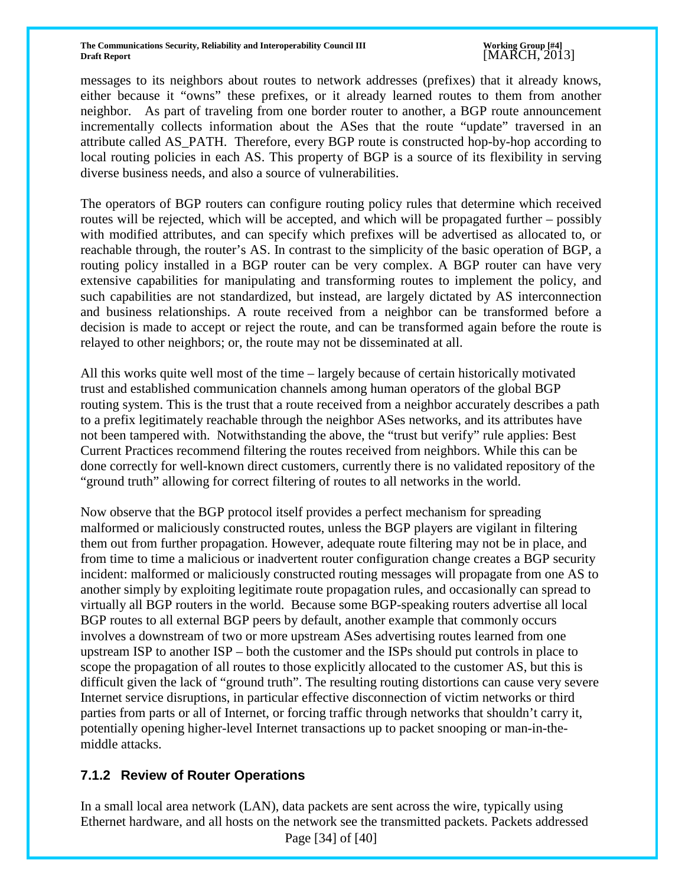messages to its neighbors about routes to network addresses (prefixes) that it already knows, either because it "owns" these prefixes, or it already learned routes to them from another neighbor. As part of traveling from one border router to another, a BGP route announcement incrementally collects information about the ASes that the route "update" traversed in an attribute called AS_PATH. Therefore, every BGP route is constructed hop-by-hop according to local routing policies in each AS. This property of BGP is a source of its flexibility in serving diverse business needs, and also a source of vulnerabilities.

The operators of BGP routers can configure routing policy rules that determine which received routes will be rejected, which will be accepted, and which will be propagated further – possibly with modified attributes, and can specify which prefixes will be advertised as allocated to, or reachable through, the router's AS. In contrast to the simplicity of the basic operation of BGP, a routing policy installed in a BGP router can be very complex. A BGP router can have very extensive capabilities for manipulating and transforming routes to implement the policy, and such capabilities are not standardized, but instead, are largely dictated by AS interconnection and business relationships. A route received from a neighbor can be transformed before a decision is made to accept or reject the route, and can be transformed again before the route is relayed to other neighbors; or, the route may not be disseminated at all.

All this works quite well most of the time – largely because of certain historically motivated trust and established communication channels among human operators of the global BGP routing system. This is the trust that a route received from a neighbor accurately describes a path to a prefix legitimately reachable through the neighbor ASes networks, and its attributes have not been tampered with. Notwithstanding the above, the "trust but verify" rule applies: Best Current Practices recommend filtering the routes received from neighbors. While this can be done correctly for well-known direct customers, currently there is no validated repository of the "ground truth" allowing for correct filtering of routes to all networks in the world.

Now observe that the BGP protocol itself provides a perfect mechanism for spreading malformed or maliciously constructed routes, unless the BGP players are vigilant in filtering them out from further propagation. However, adequate route filtering may not be in place, and from time to time a malicious or inadvertent router configuration change creates a BGP security incident: malformed or maliciously constructed routing messages will propagate from one AS to another simply by exploiting legitimate route propagation rules, and occasionally can spread to virtually all BGP routers in the world. Because some BGP-speaking routers advertise all local BGP routes to all external BGP peers by default, another example that commonly occurs involves a downstream of two or more upstream ASes advertising routes learned from one upstream ISP to another ISP – both the customer and the ISPs should put controls in place to scope the propagation of all routes to those explicitly allocated to the customer AS, but this is difficult given the lack of "ground truth". The resulting routing distortions can cause very severe Internet service disruptions, in particular effective disconnection of victim networks or third parties from parts or all of Internet, or forcing traffic through networks that shouldn't carry it, potentially opening higher-level Internet transactions up to packet snooping or man-in-the-middle attacks.

### 7.1.2 Review of Router Operations

In a small local area network (LAN), data packets are sent across the wire, typically using Ethernet hardware, and all hosts on the network see the transmitted packets. Packets addressed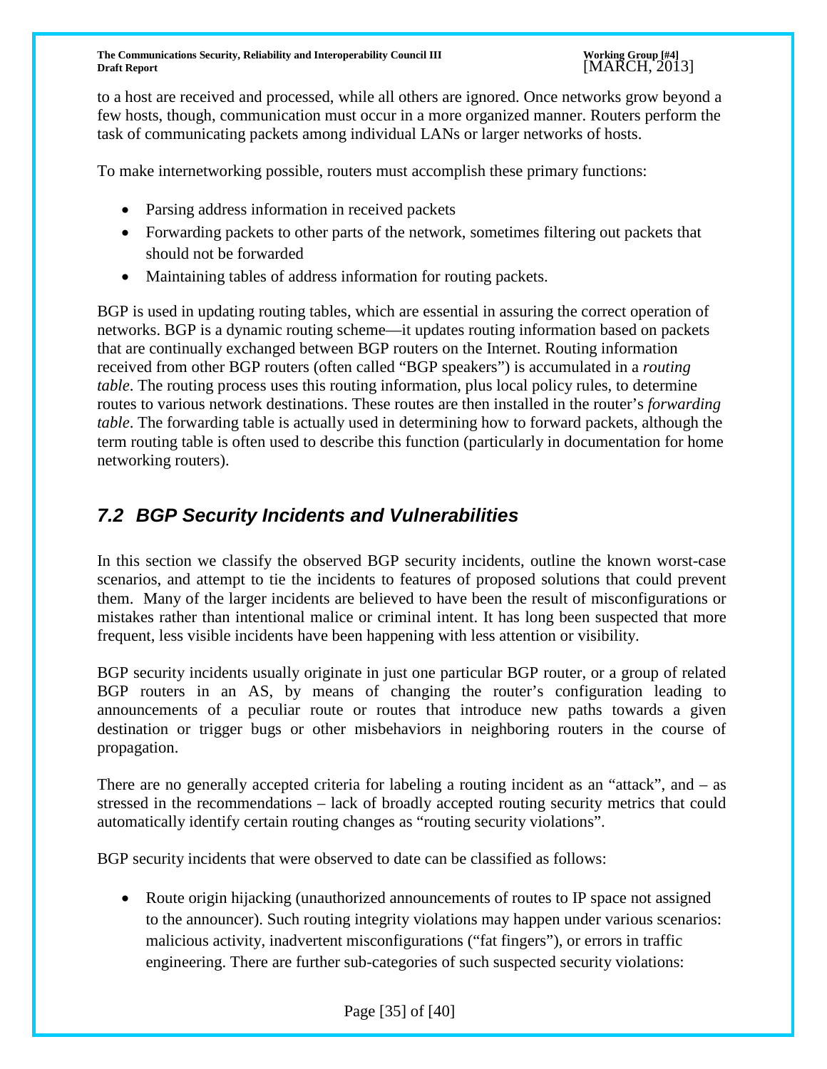to a host are received and processed, while all others are ignored. Once networks grow beyond a few hosts, though, communication must occur in a more organized manner. Routers perform the task of communicating packets among individual LANs or larger networks of hosts.

To make internetworking possible, routers must accomplish these primary functions:

- Parsing address information in received packets
- Forwarding packets to other parts of the network, sometimes filtering out packets that should not be forwarded
- Maintaining tables of address information for routing packets.

BGP is used in updating routing tables, which are essential in assuring the correct operation of networks. BGP is a dynamic routing scheme—it updates routing information based on packets that are continually exchanged between BGP routers on the Internet. Routing information received from other BGP routers (often called "BGP speakers") is accumulated in a *routing table*. The routing process uses this routing information, plus local policy rules, to determine routes to various network destinations. These routes are then installed in the router's *forwarding table*. The forwarding table is actually used in determining how to forward packets, although the term routing table is often used to describe this function (particularly in documentation for home networking routers).

## 7.2 BGP Security Incidents and Vulnerabilities

In this section we classify the observed BGP security incidents, outline the known worst-case scenarios, and attempt to tie the incidents to features of proposed solutions that could prevent them. Many of the larger incidents are believed to have been the result of misconfigurations or mistakes rather than intentional malice or criminal intent. It has long been suspected that more frequent, less visible incidents have been happening with less attention or visibility.

BGP security incidents usually originate in just one particular BGP router, or a group of related BGP routers in an AS, by means of changing the router's configuration leading to announcements of a peculiar route or routes that introduce new paths towards a given destination or trigger bugs or other misbehaviors in neighboring routers in the course of propagation.

There are no generally accepted criteria for labeling a routing incident as an "attack", and – as stressed in the recommendations – lack of broadly accepted routing security metrics that could automatically identify certain routing changes as "routing security violations".

BGP security incidents that were observed to date can be classified as follows:

- Route origin hijacking (unauthorized announcements of routes to IP space not assigned to the announcer). Such routing integrity violations may happen under various scenarios: malicious activity, inadvertent misconfigurations ("fat fingers"), or errors in traffic engineering. There are further sub-categories of such suspected security violations: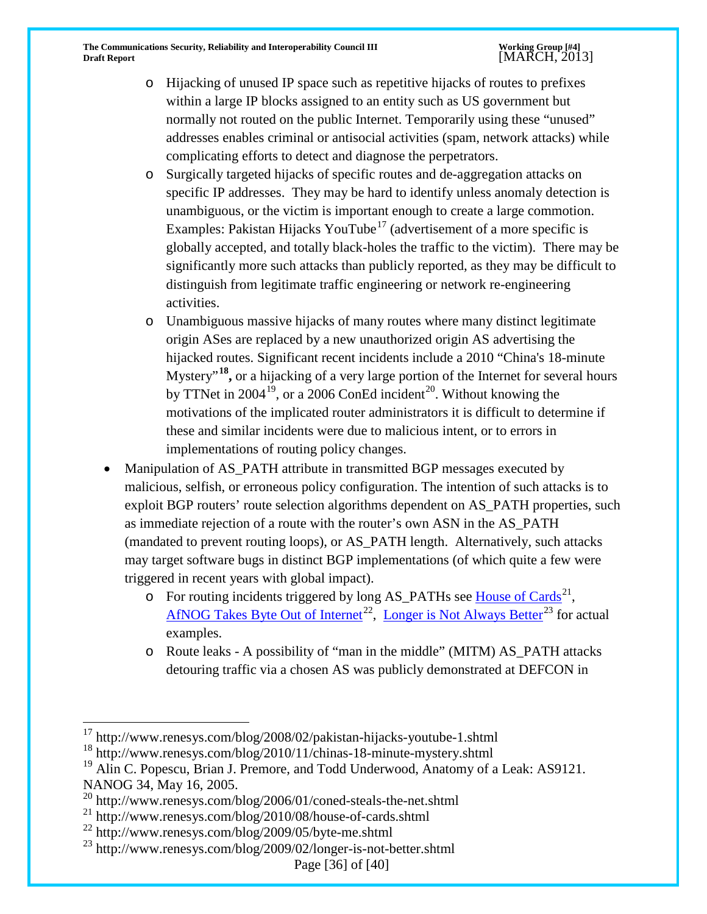- Hijacking of unused IP space such as repetitive hijacks of routes to prefixes within a large IP blocks assigned to an entity such as US government but normally not routed on the public Internet. Temporarily using these "unused" addresses enables criminal or antisocial activities (spam, network attacks) while complicating efforts to detect and diagnose the perpetrators.
  - Surgically targeted hijacks of specific routes and de-aggregation attacks on specific IP addresses. They may be hard to identify unless anomaly detection is unambiguous, or the victim is important enough to create a large commotion. Examples: Pakistan Hijacks YouTube[17] (advertisement of a more specific is globally accepted, and totally black-holes the traffic to the victim). There may be significantly more such attacks than publicly reported, as they may be difficult to distinguish from legitimate traffic engineering or network re-engineering activities.
  - Unambiguous massive hijacks of many routes where many distinct legitimate origin ASes are replaced by a new unauthorized origin AS advertising the hijacked routes. Significant recent incidents include a 2010 "China's 18-minute Mystery"[18]**,** or a hijacking of a very large portion of the Internet for several hours by TTNet in 2004[19], or a 2006 ConEd incident[20]. Without knowing the motivations of the implicated router administrators it is difficult to determine if these and similar incidents were due to malicious intent, or to errors in implementations of routing policy changes.
- Manipulation of AS_PATH attribute in transmitted BGP messages executed by malicious, selfish, or erroneous policy configuration. The intention of such attacks is to exploit BGP routers' route selection algorithms dependent on AS_PATH properties, such as immediate rejection of a route with the router's own ASN in the AS_PATH (mandated to prevent routing loops), or AS_PATH length. Alternatively, such attacks may target software bugs in distinct BGP implementations (of which quite a few were triggered in recent years with global impact).
  - For routing incidents triggered by long AS_PATHs see House of Cards[21], AfNOG Takes Byte Out of Internet[22], Longer is Not Always Better[23] for actual examples.
  - Route leaks - A possibility of "man in the middle" (MITM) AS_PATH attacks detouring traffic via a chosen AS was publicly demonstrated at DEFCON in

---

[17] http://www.renesys.com/blog/2008/02/pakistan-hijacks-youtube-1.shtml

[18] http://www.renesys.com/blog/2010/11/chinas-18-minute-mystery.shtml

[19] Alin C. Popescu, Brian J. Premore, and Todd Underwood, Anatomy of a Leak: AS9121. NANOG 34, May 16, 2005.

[20] http://www.renesys.com/blog/2006/01/coned-steals-the-net.shtml

[21] http://www.renesys.com/blog/2010/08/house-of-cards.shtml

[22] http://www.renesys.com/blog/2009/05/byte-me.shtml

[23] http://www.renesys.com/blog/2009/02/longer-is-not-better.shtml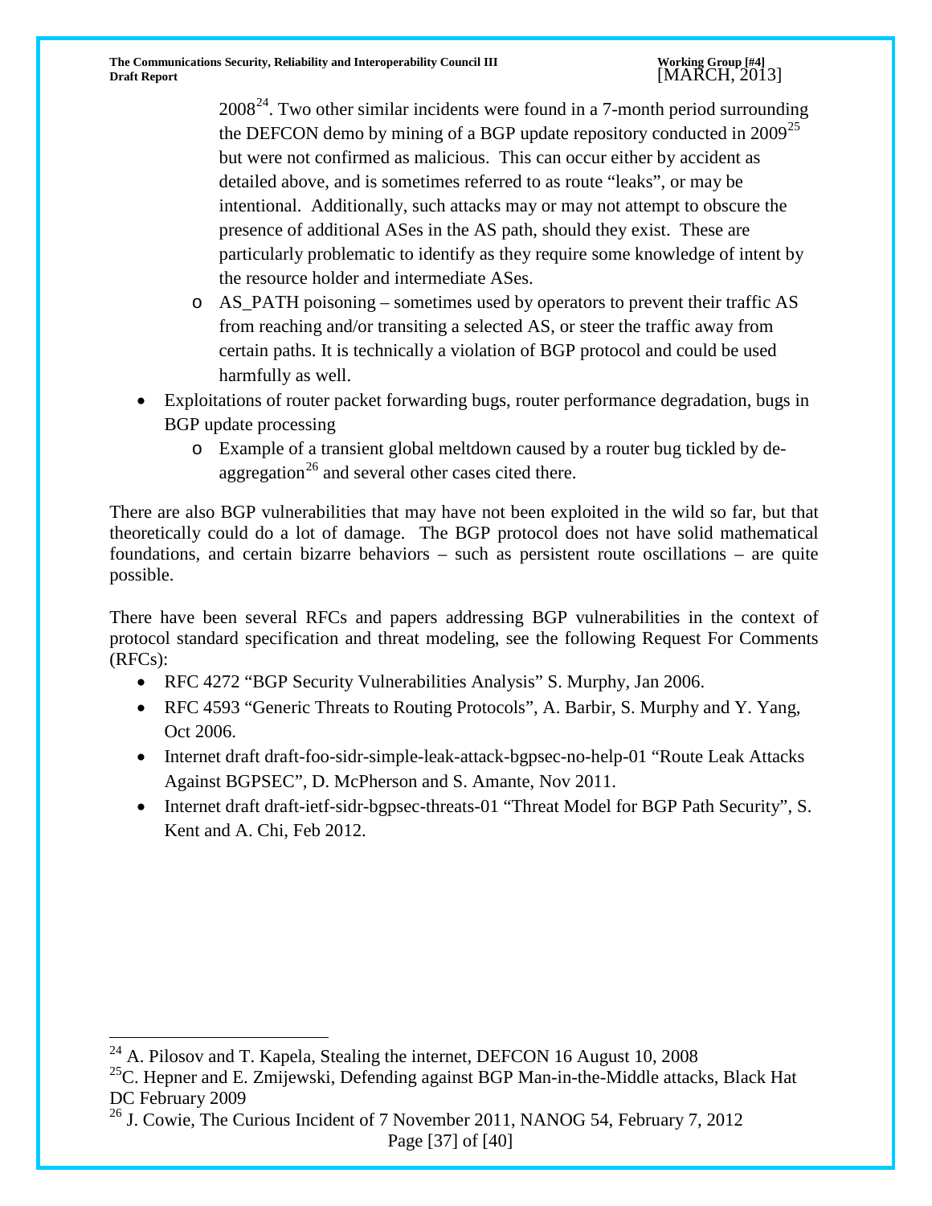2008[24]. Two other similar incidents were found in a 7-month period surrounding the DEFCON demo by mining of a BGP update repository conducted in 2009[25] but were not confirmed as malicious. This can occur either by accident as detailed above, and is sometimes referred to as route "leaks", or may be intentional. Additionally, such attacks may or may not attempt to obscure the presence of additional ASes in the AS path, should they exist. These are particularly problematic to identify as they require some knowledge of intent by the resource holder and intermediate ASes.

  - AS_PATH poisoning – sometimes used by operators to prevent their traffic AS from reaching and/or transiting a selected AS, or steer the traffic away from certain paths. It is technically a violation of BGP protocol and could be used harmfully as well.

- Exploitations of router packet forwarding bugs, router performance degradation, bugs in BGP update processing
  - Example of a transient global meltdown caused by a router bug tickled by de-aggregation[26] and several other cases cited there.

There are also BGP vulnerabilities that may have not been exploited in the wild so far, but that theoretically could do a lot of damage. The BGP protocol does not have solid mathematical foundations, and certain bizarre behaviors – such as persistent route oscillations – are quite possible.

There have been several RFCs and papers addressing BGP vulnerabilities in the context of protocol standard specification and threat modeling, see the following Request For Comments (RFCs):

- RFC 4272 "BGP Security Vulnerabilities Analysis" S. Murphy, Jan 2006.
- RFC 4593 "Generic Threats to Routing Protocols", A. Barbir, S. Murphy and Y. Yang, Oct 2006.
- Internet draft draft-foo-sidr-simple-leak-attack-bgpsec-no-help-01 "Route Leak Attacks Against BGPSEC", D. McPherson and S. Amante, Nov 2011.
- Internet draft draft-ietf-sidr-bgpsec-threats-01 "Threat Model for BGP Path Security", S. Kent and A. Chi, Feb 2012.

---

[24] A. Pilosov and T. Kapela, Stealing the internet, DEFCON 16 August 10, 2008

[25] C. Hepner and E. Zmijewski, Defending against BGP Man-in-the-Middle attacks, Black Hat DC February 2009

[26] J. Cowie, The Curious Incident of 7 November 2011, NANOG 54, February 7, 2012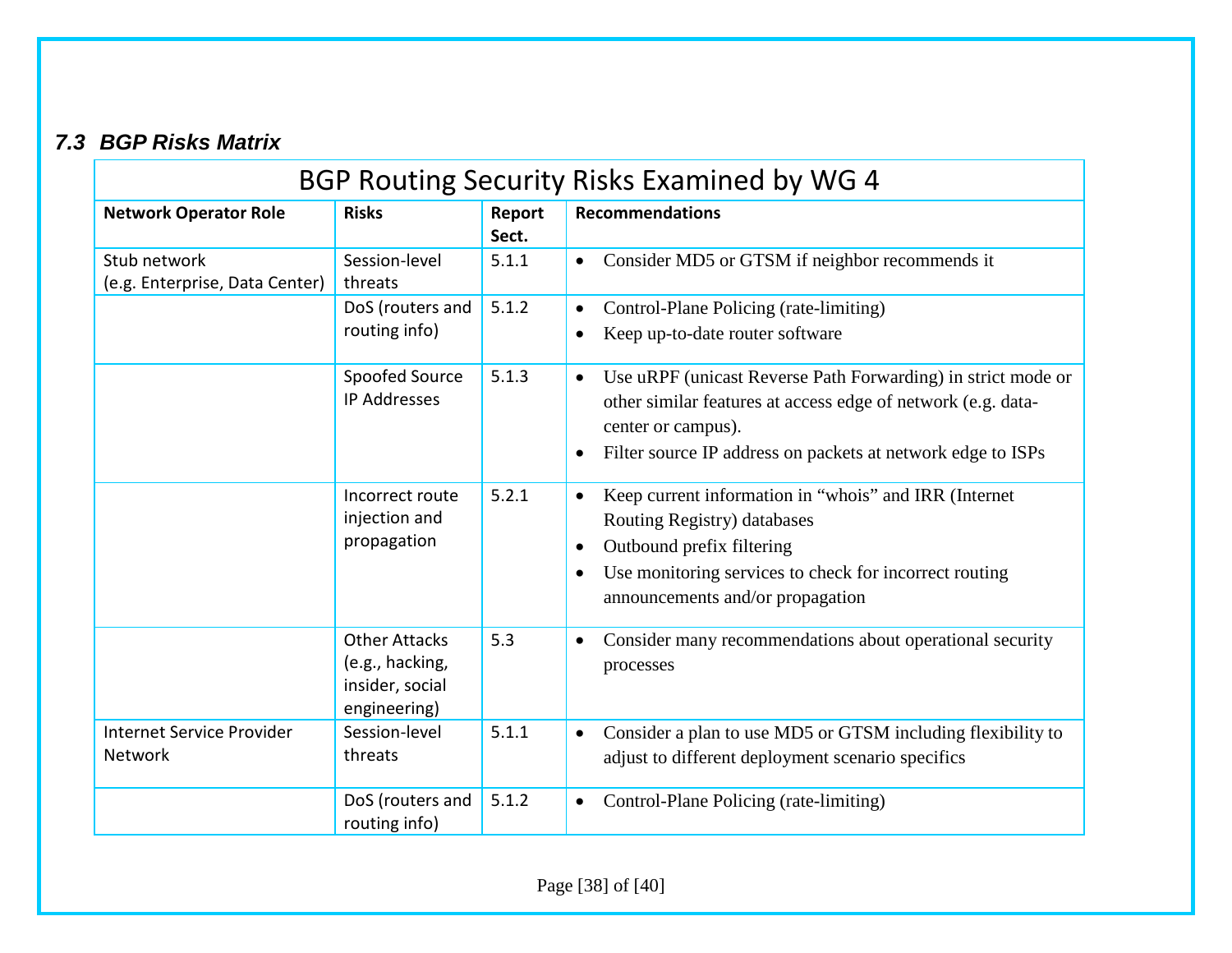### 7.3 BGP Risks Matrix

| BGP Routing Security Risks Examined by WG 4 | | | |
|---|---|---|---|
| **Network Operator Role** | **Risks** | **Report Sect.** | **Recommendations** |
| Stub network (e.g. Enterprise, Data Center) | Session-level threats | 5.1.1 | • Consider MD5 or GTSM if neighbor recommends it |
| | DoS (routers and routing info) | 5.1.2 | • Control-Plane Policing (rate-limiting) <br> • Keep up-to-date router software |
| | Spoofed Source IP Addresses | 5.1.3 | • Use uRPF (unicast Reverse Path Forwarding) in strict mode or other similar features at access edge of network (e.g. data-center or campus). <br> • Filter source IP address on packets at network edge to ISPs |
| | Incorrect route injection and propagation | 5.2.1 | • Keep current information in "whois" and IRR (Internet Routing Registry) databases <br> • Outbound prefix filtering <br> • Use monitoring services to check for incorrect routing announcements and/or propagation |
| | Other Attacks (e.g., hacking, insider, social engineering) | 5.3 | • Consider many recommendations about operational security processes |
| Internet Service Provider Network | Session-level threats | 5.1.1 | • Consider a plan to use MD5 or GTSM including flexibility to adjust to different deployment scenario specifics |
| | DoS (routers and routing info) | 5.1.2 | • Control-Plane Policing (rate-limiting) |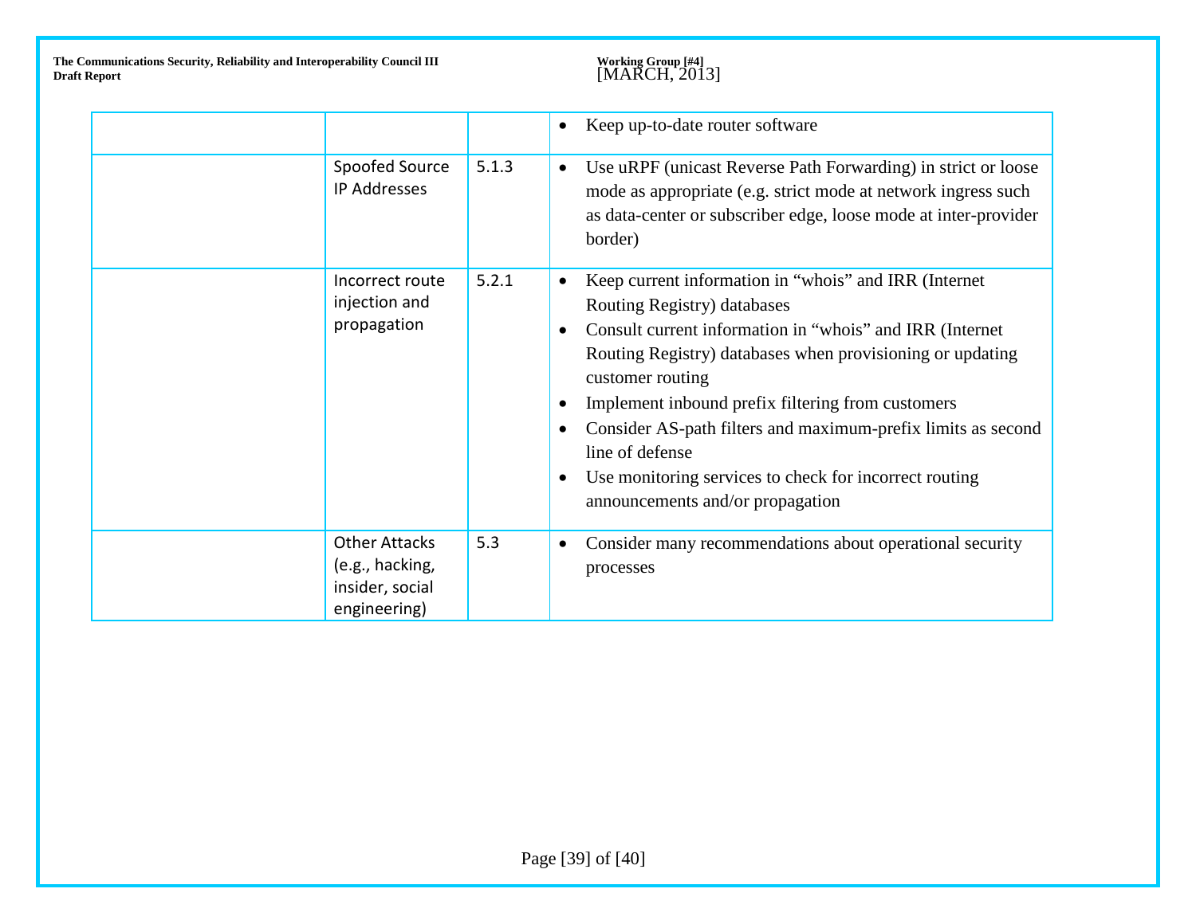| | | | |
|---|---|---|---|
| | | | • Keep up-to-date router software |
| | Spoofed Source IP Addresses | 5.1.3 | • Use uRPF (unicast Reverse Path Forwarding) in strict or loose mode as appropriate (e.g. strict mode at network ingress such as data-center or subscriber edge, loose mode at inter-provider border) |
| | Incorrect route injection and propagation | 5.2.1 | • Keep current information in “whois” and IRR (Internet Routing Registry) databases<br>• Consult current information in “whois” and IRR (Internet Routing Registry) databases when provisioning or updating customer routing<br>• Implement inbound prefix filtering from customers<br>• Consider AS-path filters and maximum-prefix limits as second line of defense<br>• Use monitoring services to check for incorrect routing announcements and/or propagation |
| | Other Attacks (e.g., hacking, insider, social engineering) | 5.3 | • Consider many recommendations about operational security processes |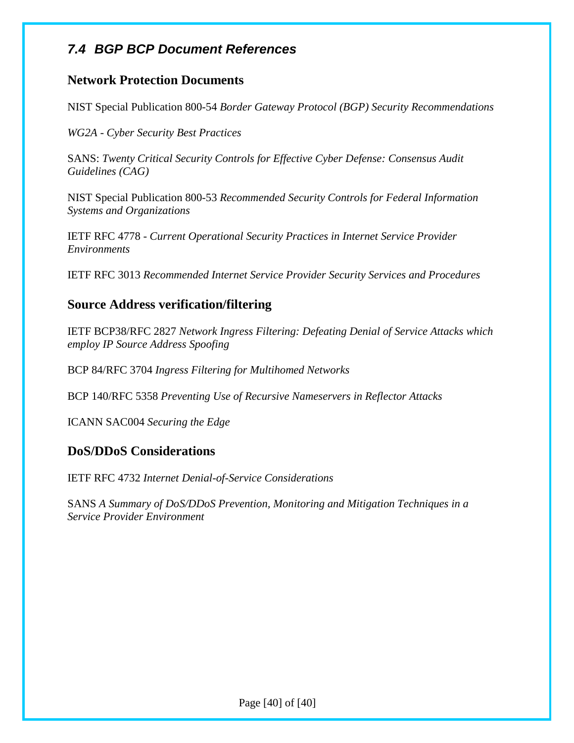### *7.4 BGP BCP Document References*

**Network Protection Documents**

NIST Special Publication 800-54 *Border Gateway Protocol (BGP) Security Recommendations*

*WG2A - Cyber Security Best Practices*

SANS: *Twenty Critical Security Controls for Effective Cyber Defense: Consensus Audit Guidelines (CAG)*

NIST Special Publication 800-53 *Recommended Security Controls for Federal Information Systems and Organizations*

IETF RFC 4778 - *Current Operational Security Practices in Internet Service Provider Environments*

IETF RFC 3013 *Recommended Internet Service Provider Security Services and Procedures*

**Source Address verification/filtering**

IETF BCP38/RFC 2827 *Network Ingress Filtering: Defeating Denial of Service Attacks which employ IP Source Address Spoofing*

BCP 84/RFC 3704 *Ingress Filtering for Multihomed Networks*

BCP 140/RFC 5358 *Preventing Use of Recursive Nameservers in Reflector Attacks*

ICANN SAC004 *Securing the Edge*

**DoS/DDoS Considerations**

IETF RFC 4732 *Internet Denial-of-Service Considerations*

SANS *A Summary of DoS/DDoS Prevention, Monitoring and Mitigation Techniques in a Service Provider Environment*